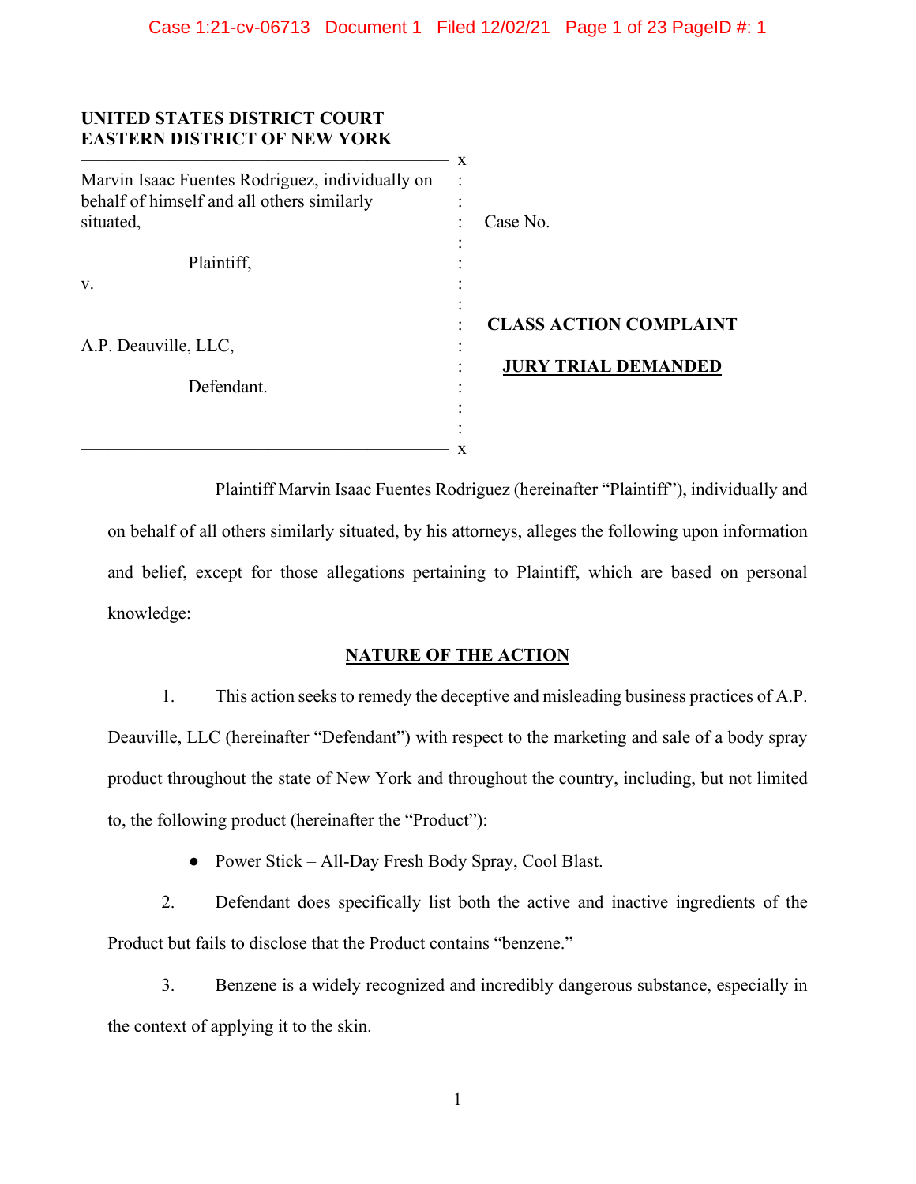**UNITED STATES DISTRICT COURT**
**EASTERN DISTRICT OF NEW YORK**

| | |
|---|---|
| Marvin Isaac Fuentes Rodriguez, individually on behalf of himself and all others similarly situated, | Case No. |
| Plaintiff, | |
| v. | |
| A.P. Deauville, LLC, | **CLASS ACTION COMPLAINT** |
| Defendant. | **JURY TRIAL DEMANDED** |

Plaintiff Marvin Isaac Fuentes Rodriguez (hereinafter "Plaintiff"), individually and on behalf of all others similarly situated, by his attorneys, alleges the following upon information and belief, except for those allegations pertaining to Plaintiff, which are based on personal knowledge:

## NATURE OF THE ACTION

1. This action seeks to remedy the deceptive and misleading business practices of A.P. Deauville, LLC (hereinafter "Defendant") with respect to the marketing and sale of a body spray product throughout the state of New York and throughout the country, including, but not limited to, the following product (hereinafter the "Product"):

   - Power Stick – All-Day Fresh Body Spray, Cool Blast.

2. Defendant does specifically list both the active and inactive ingredients of the Product but fails to disclose that the Product contains "benzene."

3. Benzene is a widely recognized and incredibly dangerous substance, especially in the context of applying it to the skin.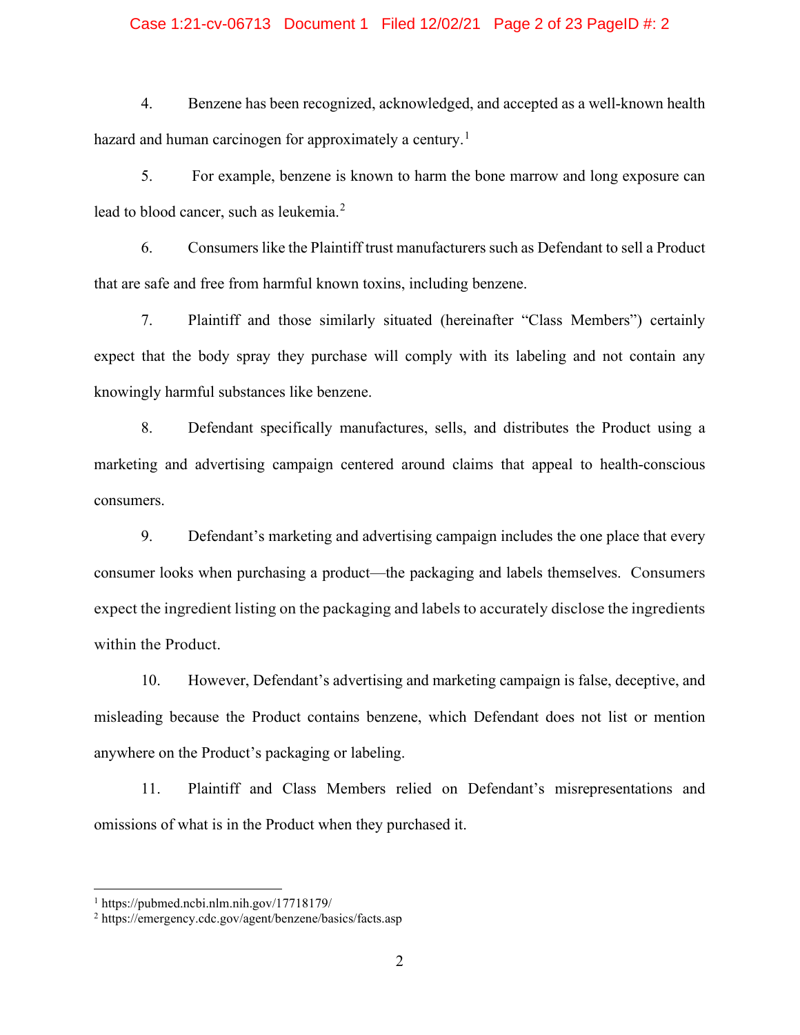4. Benzene has been recognized, acknowledged, and accepted as a well-known health hazard and human carcinogen for approximately a century.[1]

5. For example, benzene is known to harm the bone marrow and long exposure can lead to blood cancer, such as leukemia.[2]

6. Consumers like the Plaintiff trust manufacturers such as Defendant to sell a Product that are safe and free from harmful known toxins, including benzene.

7. Plaintiff and those similarly situated (hereinafter "Class Members") certainly expect that the body spray they purchase will comply with its labeling and not contain any knowingly harmful substances like benzene.

8. Defendant specifically manufactures, sells, and distributes the Product using a marketing and advertising campaign centered around claims that appeal to health-conscious consumers.

9. Defendant's marketing and advertising campaign includes the one place that every consumer looks when purchasing a product—the packaging and labels themselves. Consumers expect the ingredient listing on the packaging and labels to accurately disclose the ingredients within the Product.

10. However, Defendant's advertising and marketing campaign is false, deceptive, and misleading because the Product contains benzene, which Defendant does not list or mention anywhere on the Product's packaging or labeling.

11. Plaintiff and Class Members relied on Defendant's misrepresentations and omissions of what is in the Product when they purchased it.

---

[1] https://pubmed.ncbi.nlm.nih.gov/17718179/

[2] https://emergency.cdc.gov/agent/benzene/basics/facts.asp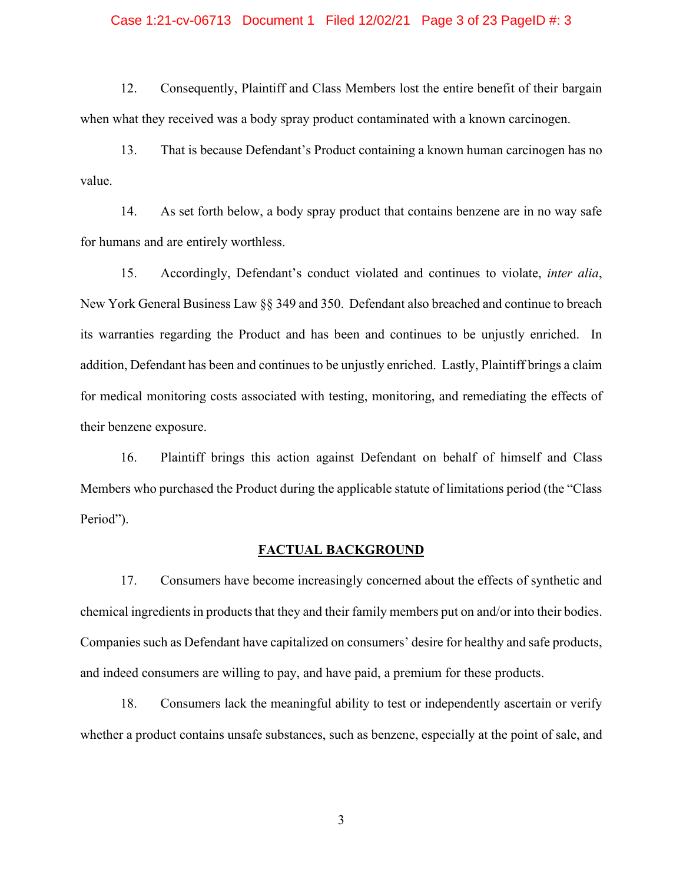12. Consequently, Plaintiff and Class Members lost the entire benefit of their bargain when what they received was a body spray product contaminated with a known carcinogen.

13. That is because Defendant's Product containing a known human carcinogen has no value.

14. As set forth below, a body spray product that contains benzene are in no way safe for humans and are entirely worthless.

15. Accordingly, Defendant's conduct violated and continues to violate, *inter alia*, New York General Business Law §§ 349 and 350. Defendant also breached and continue to breach its warranties regarding the Product and has been and continues to be unjustly enriched. In addition, Defendant has been and continues to be unjustly enriched. Lastly, Plaintiff brings a claim for medical monitoring costs associated with testing, monitoring, and remediating the effects of their benzene exposure.

16. Plaintiff brings this action against Defendant on behalf of himself and Class Members who purchased the Product during the applicable statute of limitations period (the "Class Period").

## FACTUAL BACKGROUND

17. Consumers have become increasingly concerned about the effects of synthetic and chemical ingredients in products that they and their family members put on and/or into their bodies. Companies such as Defendant have capitalized on consumers' desire for healthy and safe products, and indeed consumers are willing to pay, and have paid, a premium for these products.

18. Consumers lack the meaningful ability to test or independently ascertain or verify whether a product contains unsafe substances, such as benzene, especially at the point of sale, and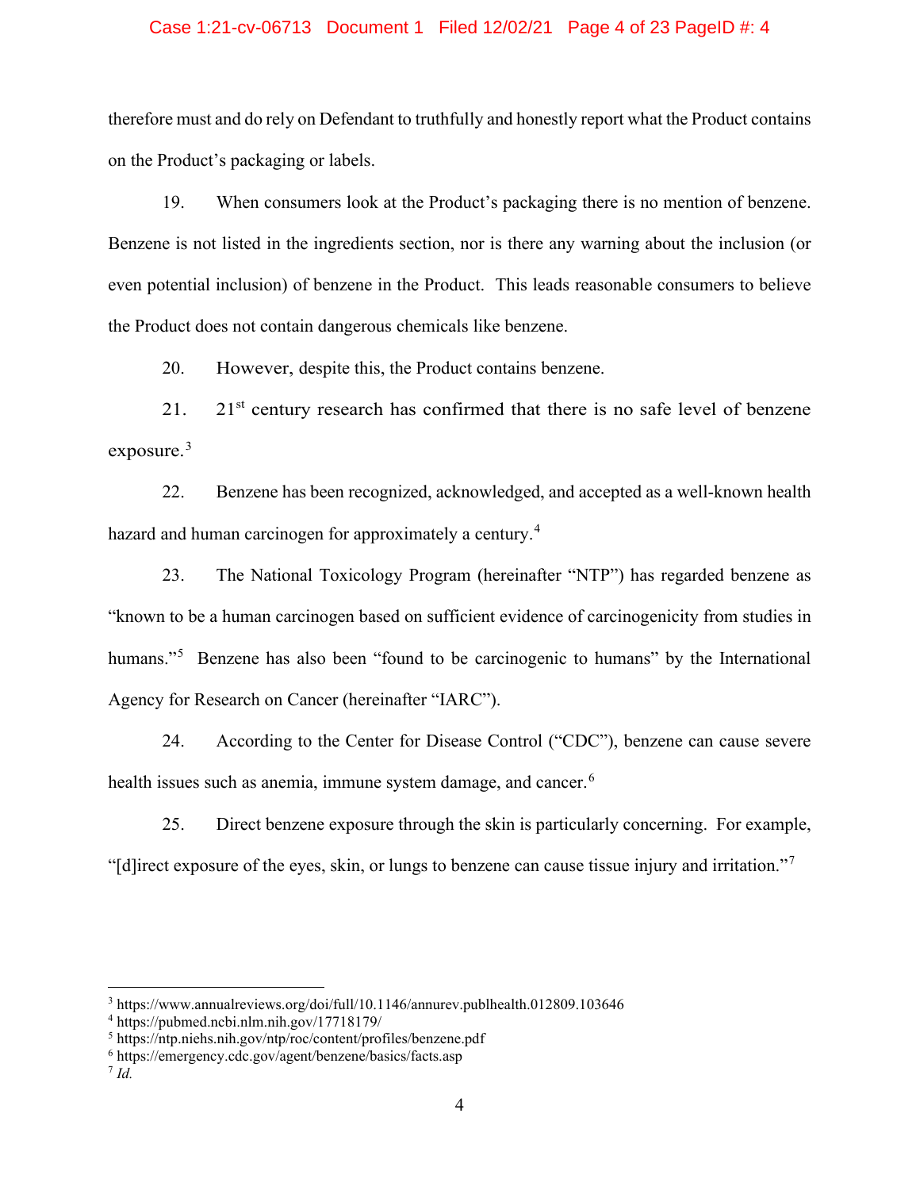therefore must and do rely on Defendant to truthfully and honestly report what the Product contains on the Product's packaging or labels.

19. When consumers look at the Product's packaging there is no mention of benzene. Benzene is not listed in the ingredients section, nor is there any warning about the inclusion (or even potential inclusion) of benzene in the Product. This leads reasonable consumers to believe the Product does not contain dangerous chemicals like benzene.

20. However, despite this, the Product contains benzene.

21. 21st century research has confirmed that there is no safe level of benzene exposure.[3]

22. Benzene has been recognized, acknowledged, and accepted as a well-known health hazard and human carcinogen for approximately a century.[4]

23. The National Toxicology Program (hereinafter "NTP") has regarded benzene as "known to be a human carcinogen based on sufficient evidence of carcinogenicity from studies in humans."[5] Benzene has also been "found to be carcinogenic to humans" by the International Agency for Research on Cancer (hereinafter "IARC").

24. According to the Center for Disease Control ("CDC"), benzene can cause severe health issues such as anemia, immune system damage, and cancer.[6]

25. Direct benzene exposure through the skin is particularly concerning. For example, "[d]irect exposure of the eyes, skin, or lungs to benzene can cause tissue injury and irritation."[7]

---

[3] https://www.annualreviews.org/doi/full/10.1146/annurev.publhealth.012809.103646

[4] https://pubmed.ncbi.nlm.nih.gov/17718179/

[5] https://ntp.niehs.nih.gov/ntp/roc/content/profiles/benzene.pdf

[6] https://emergency.cdc.gov/agent/benzene/basics/facts.asp

[7] *Id.*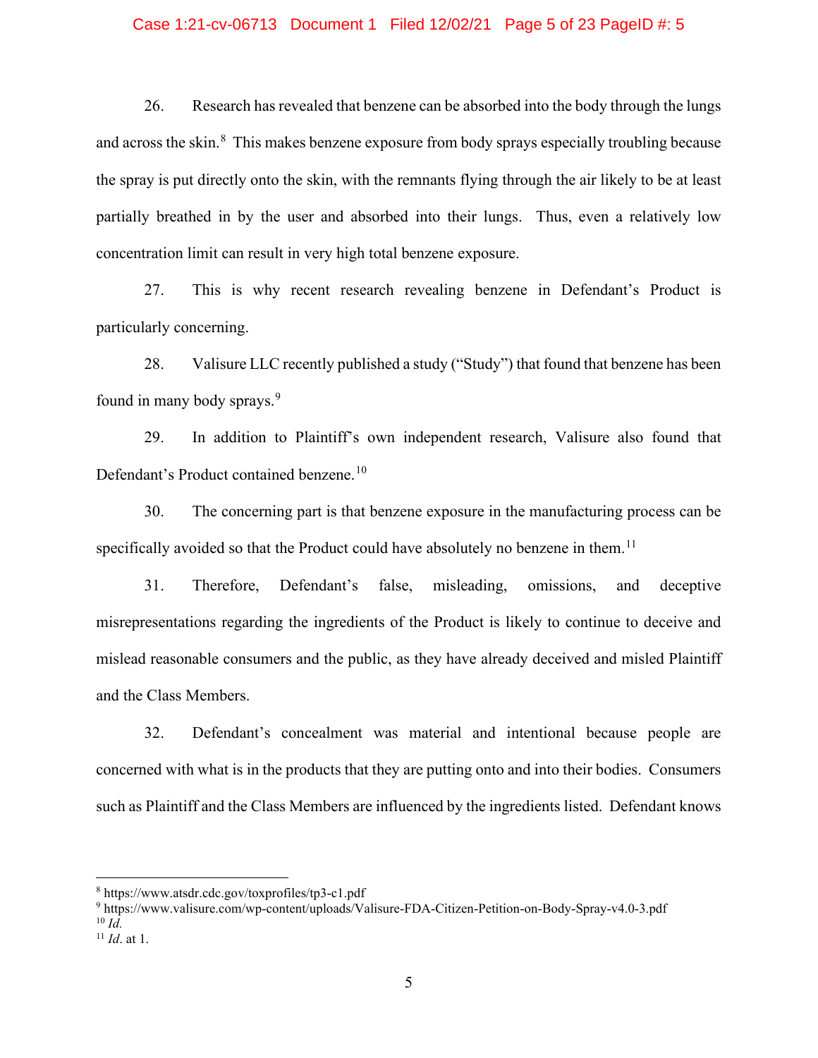26. Research has revealed that benzene can be absorbed into the body through the lungs and across the skin.[8] This makes benzene exposure from body sprays especially troubling because the spray is put directly onto the skin, with the remnants flying through the air likely to be at least partially breathed in by the user and absorbed into their lungs. Thus, even a relatively low concentration limit can result in very high total benzene exposure.

27. This is why recent research revealing benzene in Defendant's Product is particularly concerning.

28. Valisure LLC recently published a study ("Study") that found that benzene has been found in many body sprays.[9]

29. In addition to Plaintiff's own independent research, Valisure also found that Defendant's Product contained benzene.[10]

30. The concerning part is that benzene exposure in the manufacturing process can be specifically avoided so that the Product could have absolutely no benzene in them.[11]

31. Therefore, Defendant's false, misleading, omissions, and deceptive misrepresentations regarding the ingredients of the Product is likely to continue to deceive and mislead reasonable consumers and the public, as they have already deceived and misled Plaintiff and the Class Members.

32. Defendant's concealment was material and intentional because people are concerned with what is in the products that they are putting onto and into their bodies. Consumers such as Plaintiff and the Class Members are influenced by the ingredients listed. Defendant knows

---

[8] https://www.atsdr.cdc.gov/toxprofiles/tp3-c1.pdf

[9] https://www.valisure.com/wp-content/uploads/Valisure-FDA-Citizen-Petition-on-Body-Spray-v4.0-3.pdf

[10] *Id.*

[11] *Id*. at 1.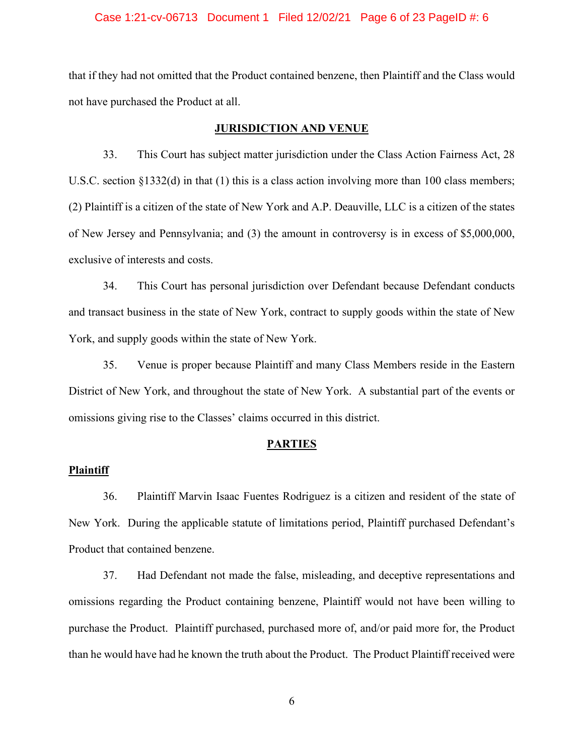that if they had not omitted that the Product contained benzene, then Plaintiff and the Class would not have purchased the Product at all.

## JURISDICTION AND VENUE

33. This Court has subject matter jurisdiction under the Class Action Fairness Act, 28 U.S.C. section §1332(d) in that (1) this is a class action involving more than 100 class members; (2) Plaintiff is a citizen of the state of New York and A.P. Deauville, LLC is a citizen of the states of New Jersey and Pennsylvania; and (3) the amount in controversy is in excess of $5,000,000, exclusive of interests and costs.

34. This Court has personal jurisdiction over Defendant because Defendant conducts and transact business in the state of New York, contract to supply goods within the state of New York, and supply goods within the state of New York.

35. Venue is proper because Plaintiff and many Class Members reside in the Eastern District of New York, and throughout the state of New York. A substantial part of the events or omissions giving rise to the Classes' claims occurred in this district.

## PARTIES

### Plaintiff

36. Plaintiff Marvin Isaac Fuentes Rodriguez is a citizen and resident of the state of New York. During the applicable statute of limitations period, Plaintiff purchased Defendant's Product that contained benzene.

37. Had Defendant not made the false, misleading, and deceptive representations and omissions regarding the Product containing benzene, Plaintiff would not have been willing to purchase the Product. Plaintiff purchased, purchased more of, and/or paid more for, the Product than he would have had he known the truth about the Product. The Product Plaintiff received were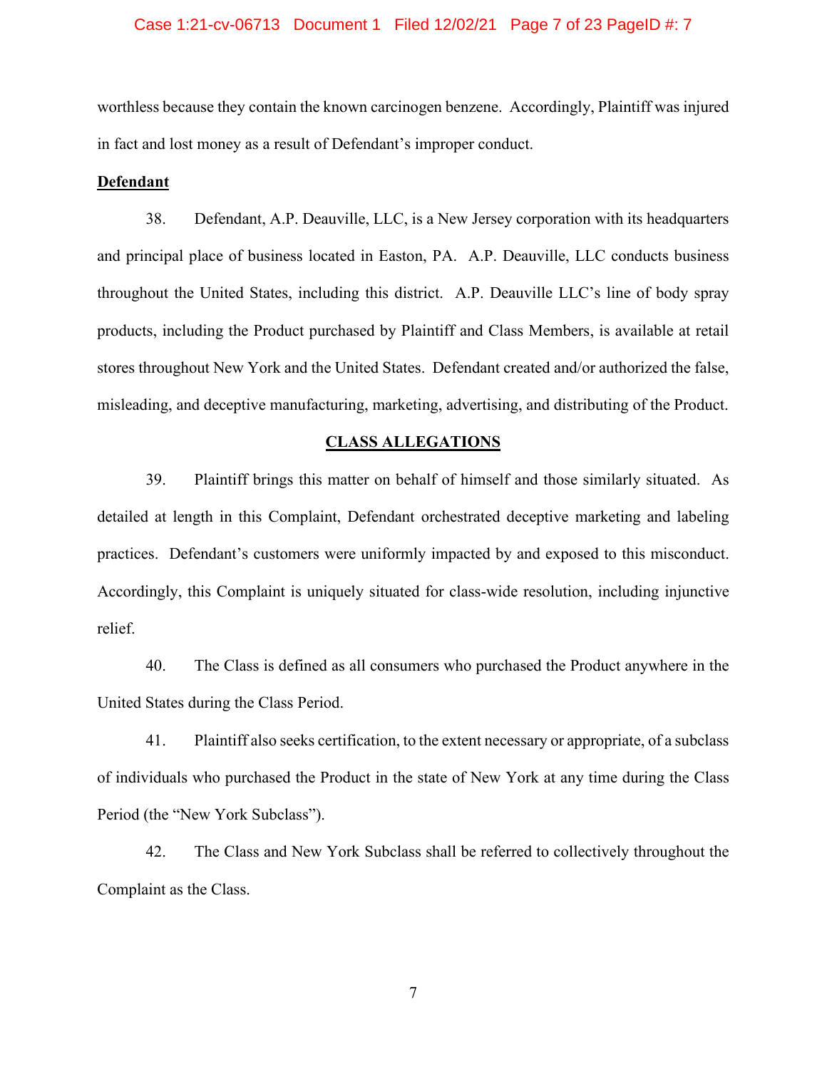worthless because they contain the known carcinogen benzene. Accordingly, Plaintiff was injured in fact and lost money as a result of Defendant's improper conduct.

**Defendant**

38. Defendant, A.P. Deauville, LLC, is a New Jersey corporation with its headquarters and principal place of business located in Easton, PA. A.P. Deauville, LLC conducts business throughout the United States, including this district. A.P. Deauville LLC's line of body spray products, including the Product purchased by Plaintiff and Class Members, is available at retail stores throughout New York and the United States. Defendant created and/or authorized the false, misleading, and deceptive manufacturing, marketing, advertising, and distributing of the Product.

## CLASS ALLEGATIONS

39. Plaintiff brings this matter on behalf of himself and those similarly situated. As detailed at length in this Complaint, Defendant orchestrated deceptive marketing and labeling practices. Defendant's customers were uniformly impacted by and exposed to this misconduct. Accordingly, this Complaint is uniquely situated for class-wide resolution, including injunctive relief.

40. The Class is defined as all consumers who purchased the Product anywhere in the United States during the Class Period.

41. Plaintiff also seeks certification, to the extent necessary or appropriate, of a subclass of individuals who purchased the Product in the state of New York at any time during the Class Period (the "New York Subclass").

42. The Class and New York Subclass shall be referred to collectively throughout the Complaint as the Class.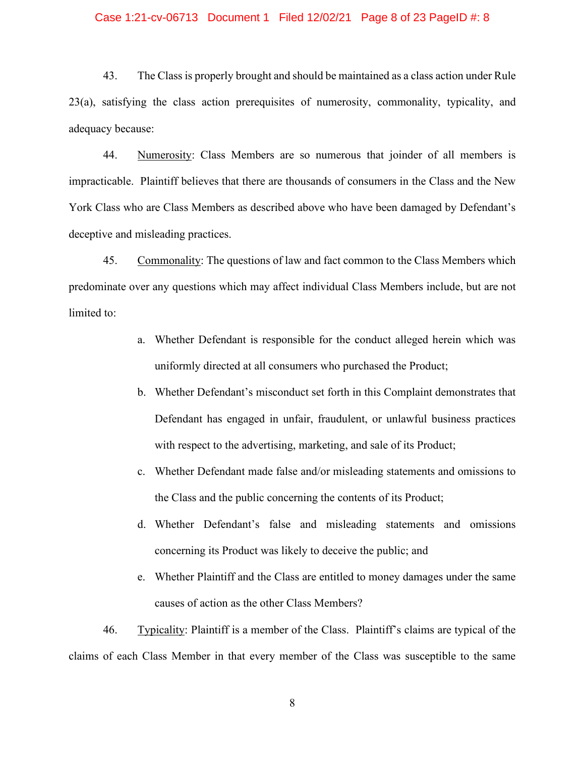43. The Class is properly brought and should be maintained as a class action under Rule 23(a), satisfying the class action prerequisites of numerosity, commonality, typicality, and adequacy because:

44. Numerosity: Class Members are so numerous that joinder of all members is impracticable. Plaintiff believes that there are thousands of consumers in the Class and the New York Class who are Class Members as described above who have been damaged by Defendant's deceptive and misleading practices.

45. Commonality: The questions of law and fact common to the Class Members which predominate over any questions which may affect individual Class Members include, but are not limited to:

a. Whether Defendant is responsible for the conduct alleged herein which was uniformly directed at all consumers who purchased the Product;

b. Whether Defendant's misconduct set forth in this Complaint demonstrates that Defendant has engaged in unfair, fraudulent, or unlawful business practices with respect to the advertising, marketing, and sale of its Product;

c. Whether Defendant made false and/or misleading statements and omissions to the Class and the public concerning the contents of its Product;

d. Whether Defendant's false and misleading statements and omissions concerning its Product was likely to deceive the public; and

e. Whether Plaintiff and the Class are entitled to money damages under the same causes of action as the other Class Members?

46. Typicality: Plaintiff is a member of the Class. Plaintiff's claims are typical of the claims of each Class Member in that every member of the Class was susceptible to the same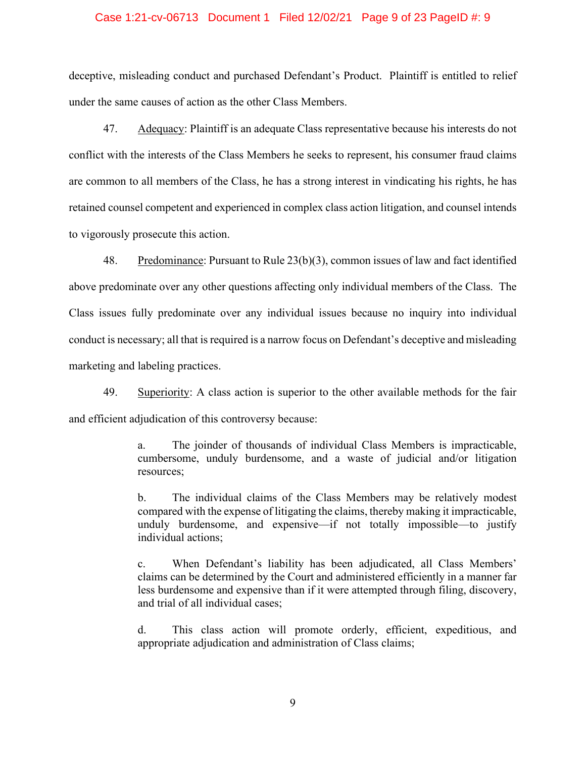deceptive, misleading conduct and purchased Defendant's Product. Plaintiff is entitled to relief under the same causes of action as the other Class Members.

47. Adequacy: Plaintiff is an adequate Class representative because his interests do not conflict with the interests of the Class Members he seeks to represent, his consumer fraud claims are common to all members of the Class, he has a strong interest in vindicating his rights, he has retained counsel competent and experienced in complex class action litigation, and counsel intends to vigorously prosecute this action.

48. Predominance: Pursuant to Rule 23(b)(3), common issues of law and fact identified above predominate over any other questions affecting only individual members of the Class. The Class issues fully predominate over any individual issues because no inquiry into individual conduct is necessary; all that is required is a narrow focus on Defendant's deceptive and misleading marketing and labeling practices.

49. Superiority: A class action is superior to the other available methods for the fair and efficient adjudication of this controversy because:

> a. The joinder of thousands of individual Class Members is impracticable, cumbersome, unduly burdensome, and a waste of judicial and/or litigation resources;
>
> b. The individual claims of the Class Members may be relatively modest compared with the expense of litigating the claims, thereby making it impracticable, unduly burdensome, and expensive—if not totally impossible—to justify individual actions;
>
> c. When Defendant's liability has been adjudicated, all Class Members' claims can be determined by the Court and administered efficiently in a manner far less burdensome and expensive than if it were attempted through filing, discovery, and trial of all individual cases;
>
> d. This class action will promote orderly, efficient, expeditious, and appropriate adjudication and administration of Class claims;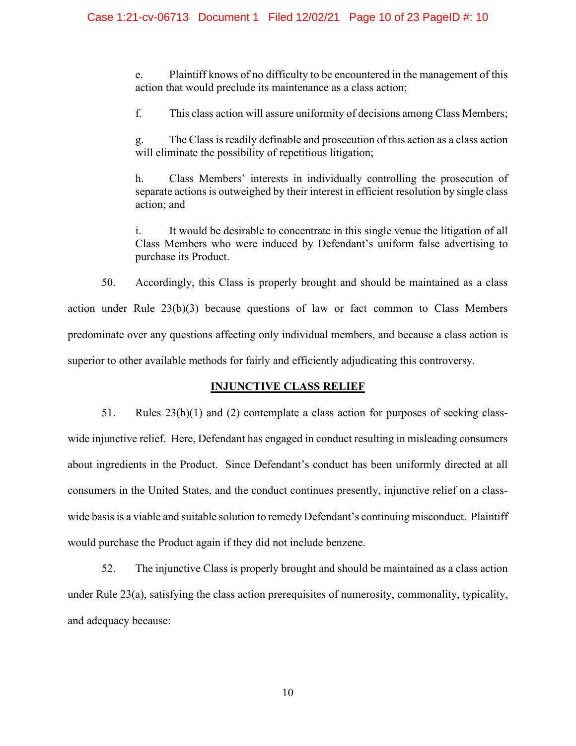e. Plaintiff knows of no difficulty to be encountered in the management of this action that would preclude its maintenance as a class action;

f. This class action will assure uniformity of decisions among Class Members;

g. The Class is readily definable and prosecution of this action as a class action will eliminate the possibility of repetitious litigation;

h. Class Members' interests in individually controlling the prosecution of separate actions is outweighed by their interest in efficient resolution by single class action; and

i. It would be desirable to concentrate in this single venue the litigation of all Class Members who were induced by Defendant's uniform false advertising to purchase its Product.

50. Accordingly, this Class is properly brought and should be maintained as a class action under Rule 23(b)(3) because questions of law or fact common to Class Members predominate over any questions affecting only individual members, and because a class action is superior to other available methods for fairly and efficiently adjudicating this controversy.

## INJUNCTIVE CLASS RELIEF

51. Rules 23(b)(1) and (2) contemplate a class action for purposes of seeking class-wide injunctive relief. Here, Defendant has engaged in conduct resulting in misleading consumers about ingredients in the Product. Since Defendant's conduct has been uniformly directed at all consumers in the United States, and the conduct continues presently, injunctive relief on a class-wide basis is a viable and suitable solution to remedy Defendant's continuing misconduct. Plaintiff would purchase the Product again if they did not include benzene.

52. The injunctive Class is properly brought and should be maintained as a class action under Rule 23(a), satisfying the class action prerequisites of numerosity, commonality, typicality, and adequacy because: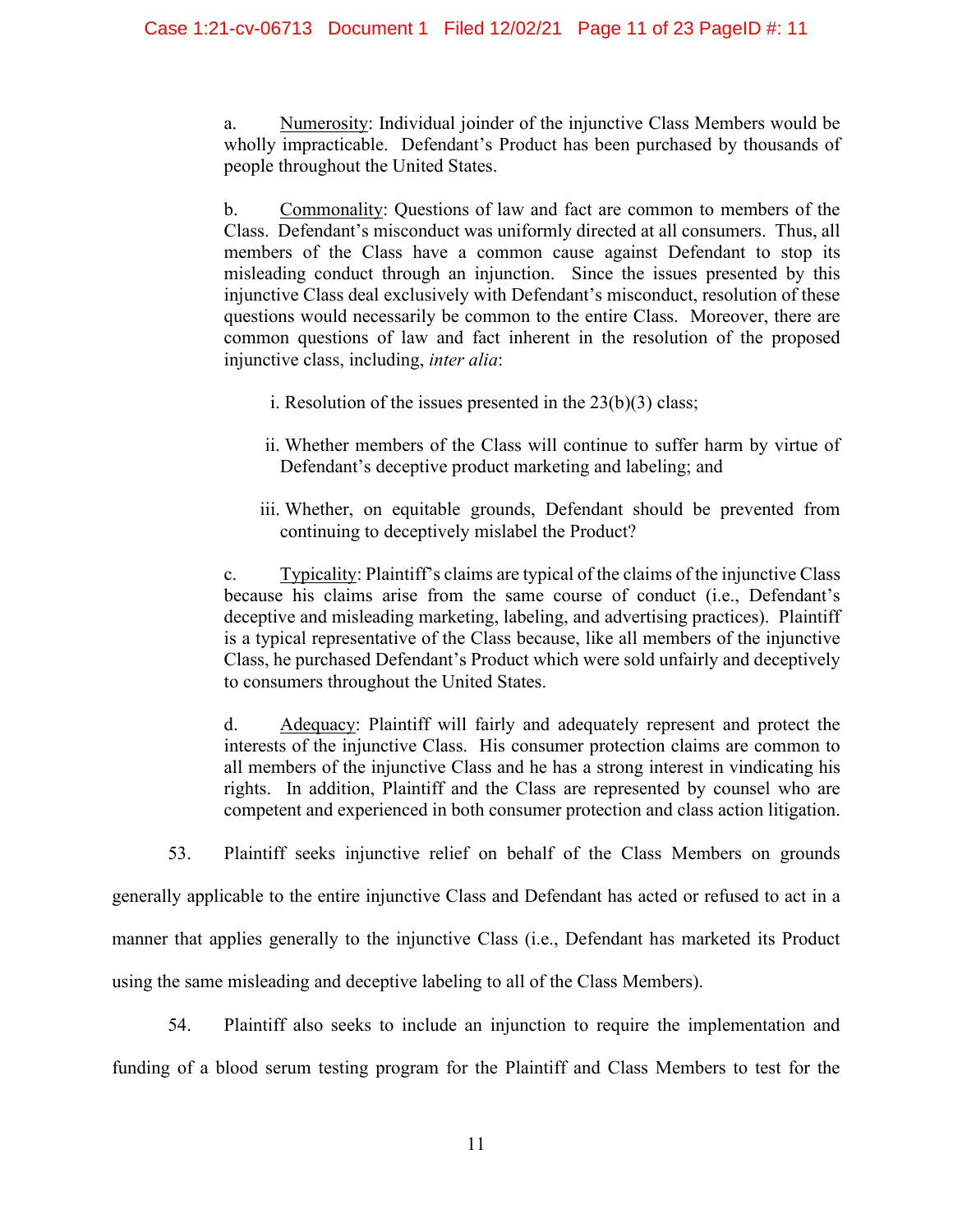a. Numerosity: Individual joinder of the injunctive Class Members would be wholly impracticable. Defendant's Product has been purchased by thousands of people throughout the United States.

b. Commonality: Questions of law and fact are common to members of the Class. Defendant's misconduct was uniformly directed at all consumers. Thus, all members of the Class have a common cause against Defendant to stop its misleading conduct through an injunction. Since the issues presented by this injunctive Class deal exclusively with Defendant's misconduct, resolution of these questions would necessarily be common to the entire Class. Moreover, there are common questions of law and fact inherent in the resolution of the proposed injunctive class, including, *inter alia*:

i. Resolution of the issues presented in the 23(b)(3) class;

ii. Whether members of the Class will continue to suffer harm by virtue of Defendant's deceptive product marketing and labeling; and

iii. Whether, on equitable grounds, Defendant should be prevented from continuing to deceptively mislabel the Product?

c. Typicality: Plaintiff's claims are typical of the claims of the injunctive Class because his claims arise from the same course of conduct (i.e., Defendant's deceptive and misleading marketing, labeling, and advertising practices). Plaintiff is a typical representative of the Class because, like all members of the injunctive Class, he purchased Defendant's Product which were sold unfairly and deceptively to consumers throughout the United States.

d. Adequacy: Plaintiff will fairly and adequately represent and protect the interests of the injunctive Class. His consumer protection claims are common to all members of the injunctive Class and he has a strong interest in vindicating his rights. In addition, Plaintiff and the Class are represented by counsel who are competent and experienced in both consumer protection and class action litigation.

53. Plaintiff seeks injunctive relief on behalf of the Class Members on grounds generally applicable to the entire injunctive Class and Defendant has acted or refused to act in a manner that applies generally to the injunctive Class (i.e., Defendant has marketed its Product using the same misleading and deceptive labeling to all of the Class Members).

54. Plaintiff also seeks to include an injunction to require the implementation and funding of a blood serum testing program for the Plaintiff and Class Members to test for the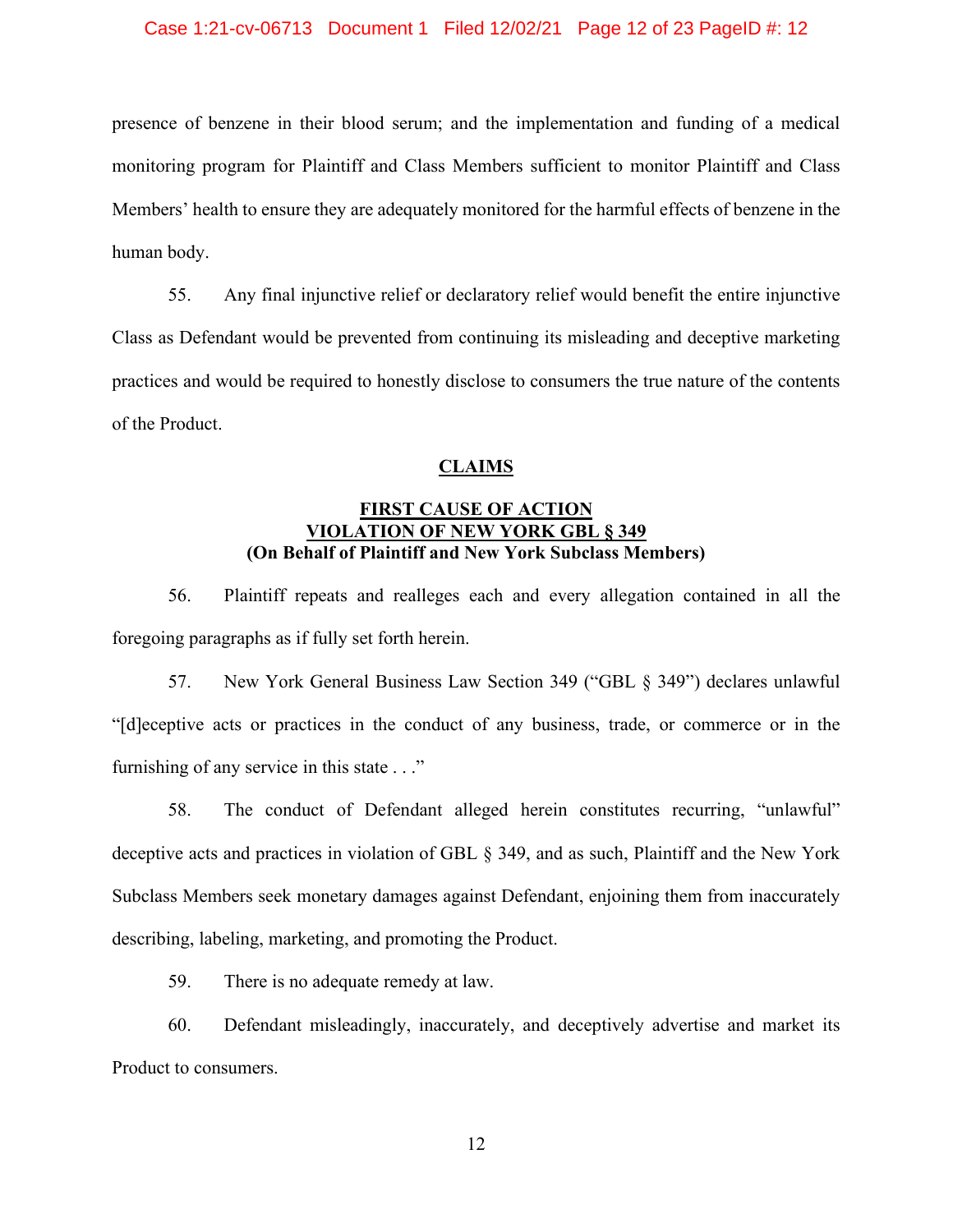presence of benzene in their blood serum; and the implementation and funding of a medical monitoring program for Plaintiff and Class Members sufficient to monitor Plaintiff and Class Members' health to ensure they are adequately monitored for the harmful effects of benzene in the human body.

55. Any final injunctive relief or declaratory relief would benefit the entire injunctive Class as Defendant would be prevented from continuing its misleading and deceptive marketing practices and would be required to honestly disclose to consumers the true nature of the contents of the Product.

## CLAIMS

### FIRST CAUSE OF ACTION
### VIOLATION OF NEW YORK GBL § 349
**(On Behalf of Plaintiff and New York Subclass Members)**

56. Plaintiff repeats and realleges each and every allegation contained in all the foregoing paragraphs as if fully set forth herein.

57. New York General Business Law Section 349 ("GBL § 349") declares unlawful "[d]eceptive acts or practices in the conduct of any business, trade, or commerce or in the furnishing of any service in this state . . ."

58. The conduct of Defendant alleged herein constitutes recurring, "unlawful" deceptive acts and practices in violation of GBL § 349, and as such, Plaintiff and the New York Subclass Members seek monetary damages against Defendant, enjoining them from inaccurately describing, labeling, marketing, and promoting the Product.

59. There is no adequate remedy at law.

60. Defendant misleadingly, inaccurately, and deceptively advertise and market its Product to consumers.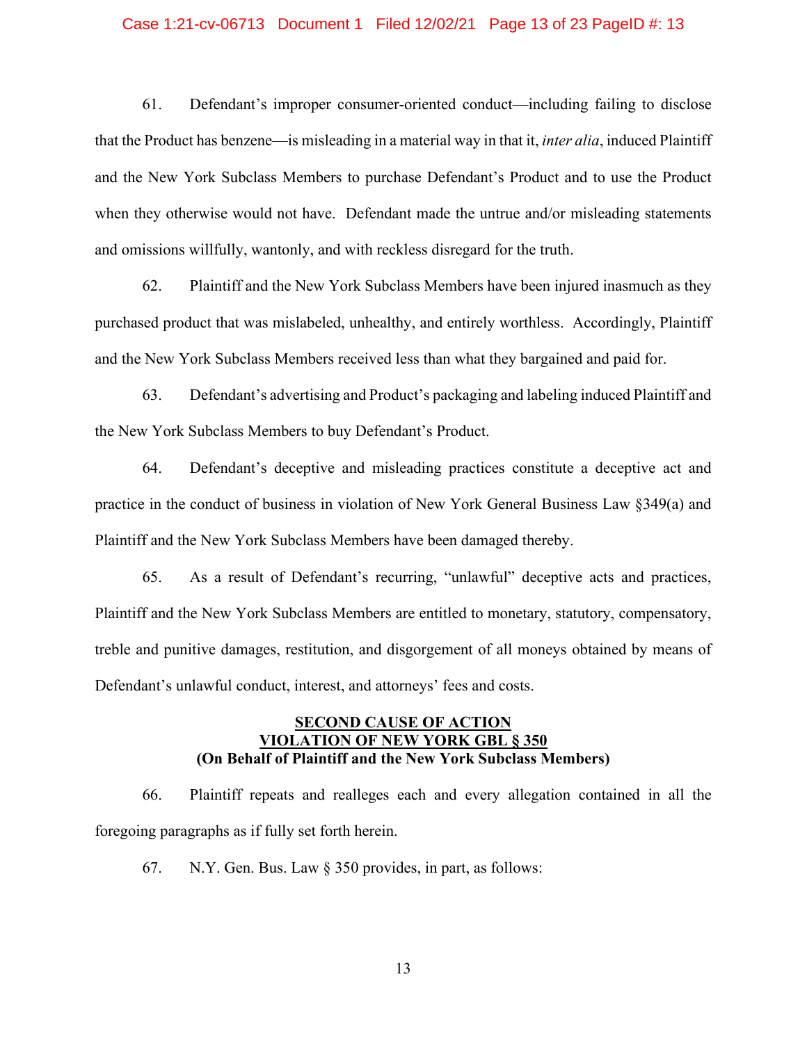61. Defendant's improper consumer-oriented conduct—including failing to disclose that the Product has benzene—is misleading in a material way in that it, *inter alia*, induced Plaintiff and the New York Subclass Members to purchase Defendant's Product and to use the Product when they otherwise would not have. Defendant made the untrue and/or misleading statements and omissions willfully, wantonly, and with reckless disregard for the truth.

62. Plaintiff and the New York Subclass Members have been injured inasmuch as they purchased product that was mislabeled, unhealthy, and entirely worthless. Accordingly, Plaintiff and the New York Subclass Members received less than what they bargained and paid for.

63. Defendant's advertising and Product's packaging and labeling induced Plaintiff and the New York Subclass Members to buy Defendant's Product.

64. Defendant's deceptive and misleading practices constitute a deceptive act and practice in the conduct of business in violation of New York General Business Law §349(a) and Plaintiff and the New York Subclass Members have been damaged thereby.

65. As a result of Defendant's recurring, "unlawful" deceptive acts and practices, Plaintiff and the New York Subclass Members are entitled to monetary, statutory, compensatory, treble and punitive damages, restitution, and disgorgement of all moneys obtained by means of Defendant's unlawful conduct, interest, and attorneys' fees and costs.

## SECOND CAUSE OF ACTION
## VIOLATION OF NEW YORK GBL § 350
**(On Behalf of Plaintiff and the New York Subclass Members)**

66. Plaintiff repeats and realleges each and every allegation contained in all the foregoing paragraphs as if fully set forth herein.

67. N.Y. Gen. Bus. Law § 350 provides, in part, as follows: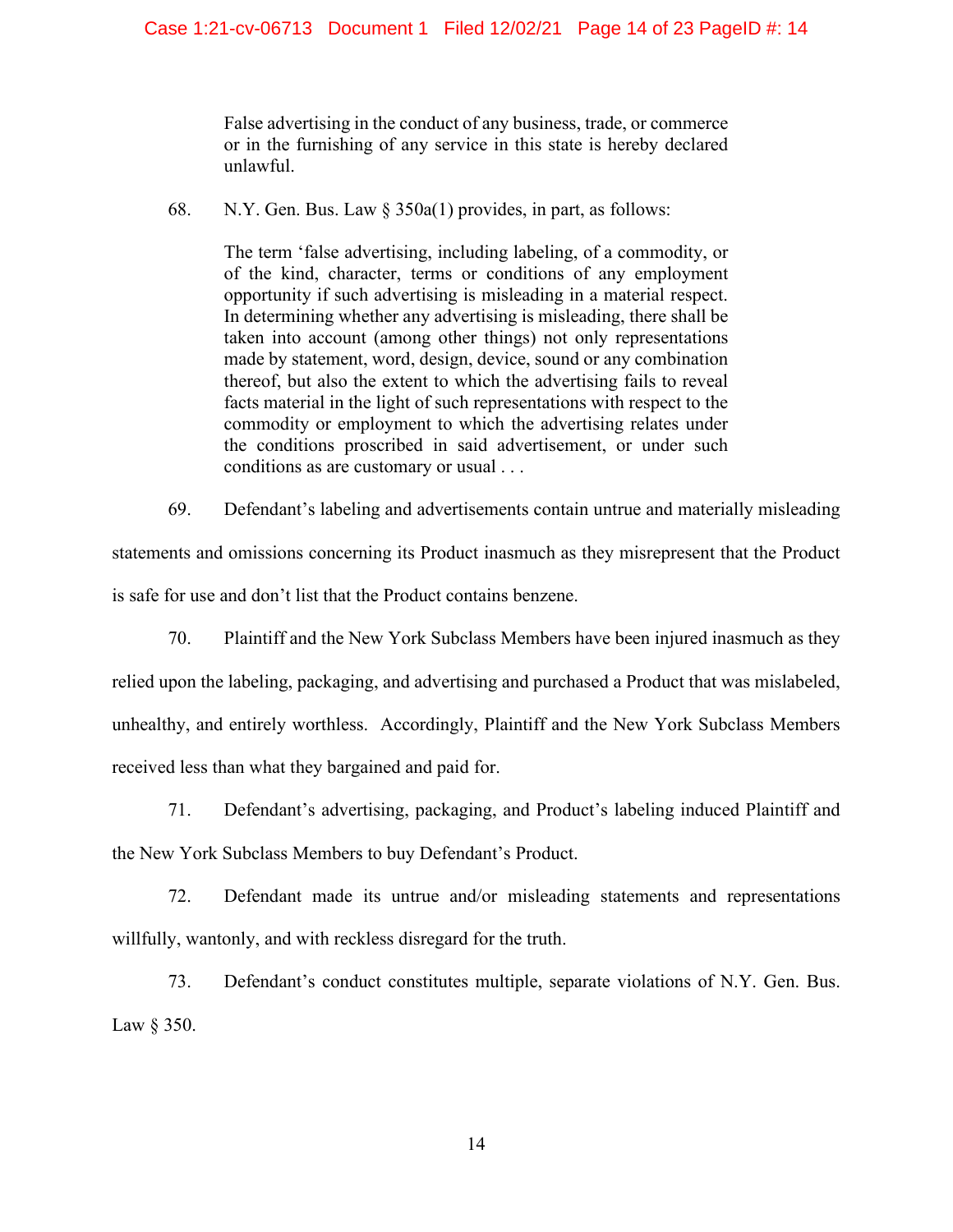> False advertising in the conduct of any business, trade, or commerce or in the furnishing of any service in this state is hereby declared unlawful.

68. N.Y. Gen. Bus. Law § 350a(1) provides, in part, as follows:

> The term 'false advertising, including labeling, of a commodity, or of the kind, character, terms or conditions of any employment opportunity if such advertising is misleading in a material respect. In determining whether any advertising is misleading, there shall be taken into account (among other things) not only representations made by statement, word, design, device, sound or any combination thereof, but also the extent to which the advertising fails to reveal facts material in the light of such representations with respect to the commodity or employment to which the advertising relates under the conditions proscribed in said advertisement, or under such conditions as are customary or usual . . .

69. Defendant's labeling and advertisements contain untrue and materially misleading statements and omissions concerning its Product inasmuch as they misrepresent that the Product is safe for use and don't list that the Product contains benzene.

70. Plaintiff and the New York Subclass Members have been injured inasmuch as they relied upon the labeling, packaging, and advertising and purchased a Product that was mislabeled, unhealthy, and entirely worthless. Accordingly, Plaintiff and the New York Subclass Members received less than what they bargained and paid for.

71. Defendant's advertising, packaging, and Product's labeling induced Plaintiff and the New York Subclass Members to buy Defendant's Product.

72. Defendant made its untrue and/or misleading statements and representations willfully, wantonly, and with reckless disregard for the truth.

73. Defendant's conduct constitutes multiple, separate violations of N.Y. Gen. Bus. Law § 350.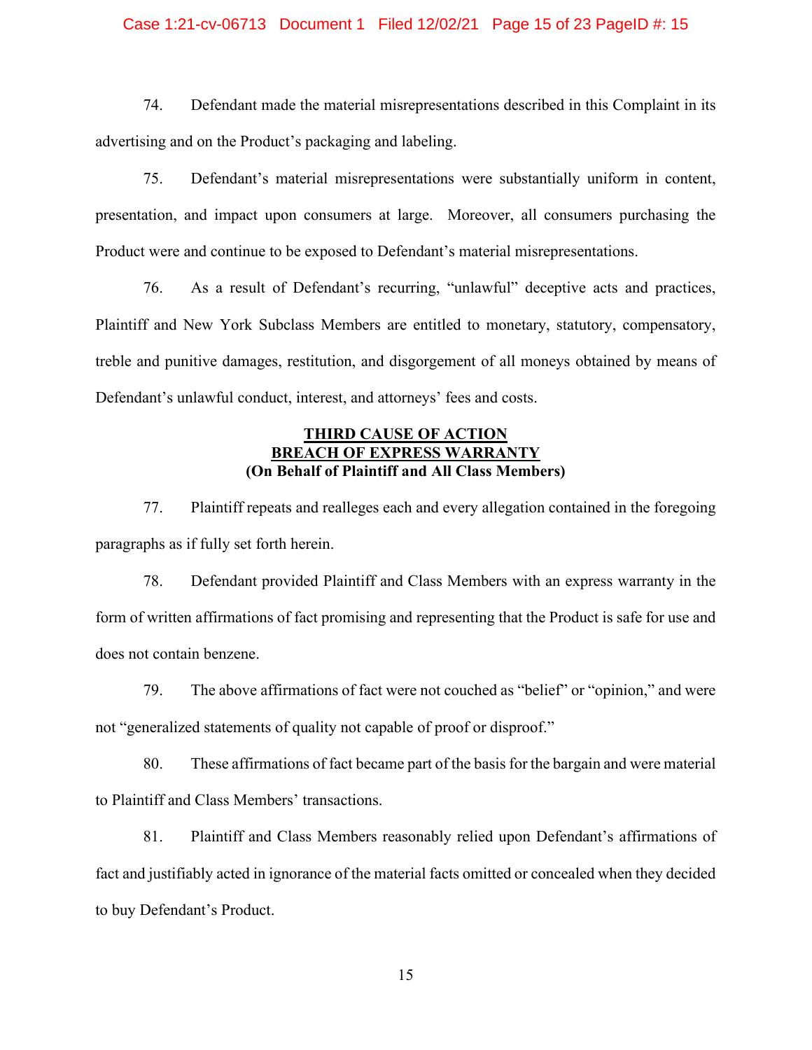74. Defendant made the material misrepresentations described in this Complaint in its advertising and on the Product's packaging and labeling.

75. Defendant's material misrepresentations were substantially uniform in content, presentation, and impact upon consumers at large. Moreover, all consumers purchasing the Product were and continue to be exposed to Defendant's material misrepresentations.

76. As a result of Defendant's recurring, "unlawful" deceptive acts and practices, Plaintiff and New York Subclass Members are entitled to monetary, statutory, compensatory, treble and punitive damages, restitution, and disgorgement of all moneys obtained by means of Defendant's unlawful conduct, interest, and attorneys' fees and costs.

## THIRD CAUSE OF ACTION
## BREACH OF EXPRESS WARRANTY
**(On Behalf of Plaintiff and All Class Members)**

77. Plaintiff repeats and realleges each and every allegation contained in the foregoing paragraphs as if fully set forth herein.

78. Defendant provided Plaintiff and Class Members with an express warranty in the form of written affirmations of fact promising and representing that the Product is safe for use and does not contain benzene.

79. The above affirmations of fact were not couched as "belief" or "opinion," and were not "generalized statements of quality not capable of proof or disproof."

80. These affirmations of fact became part of the basis for the bargain and were material to Plaintiff and Class Members' transactions.

81. Plaintiff and Class Members reasonably relied upon Defendant's affirmations of fact and justifiably acted in ignorance of the material facts omitted or concealed when they decided to buy Defendant's Product.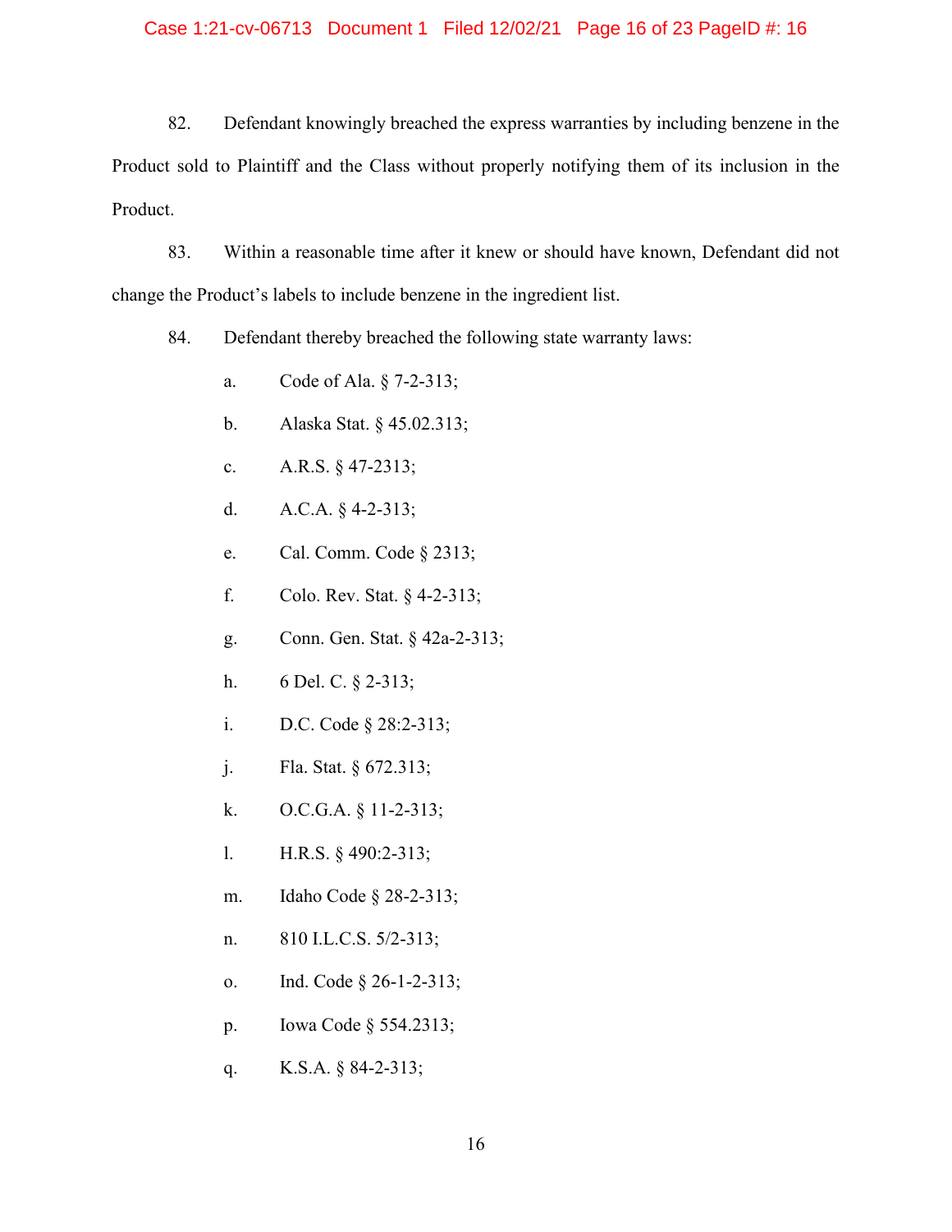82. Defendant knowingly breached the express warranties by including benzene in the Product sold to Plaintiff and the Class without properly notifying them of its inclusion in the Product.

83. Within a reasonable time after it knew or should have known, Defendant did not change the Product's labels to include benzene in the ingredient list.

84. Defendant thereby breached the following state warranty laws:

a. Code of Ala. § 7-2-313;

b. Alaska Stat. § 45.02.313;

c. A.R.S. § 47-2313;

d. A.C.A. § 4-2-313;

e. Cal. Comm. Code § 2313;

f. Colo. Rev. Stat. § 4-2-313;

g. Conn. Gen. Stat. § 42a-2-313;

h. 6 Del. C. § 2-313;

i. D.C. Code § 28:2-313;

j. Fla. Stat. § 672.313;

k. O.C.G.A. § 11-2-313;

l. H.R.S. § 490:2-313;

m. Idaho Code § 28-2-313;

n. 810 I.L.C.S. 5/2-313;

o. Ind. Code § 26-1-2-313;

p. Iowa Code § 554.2313;

q. K.S.A. § 84-2-313;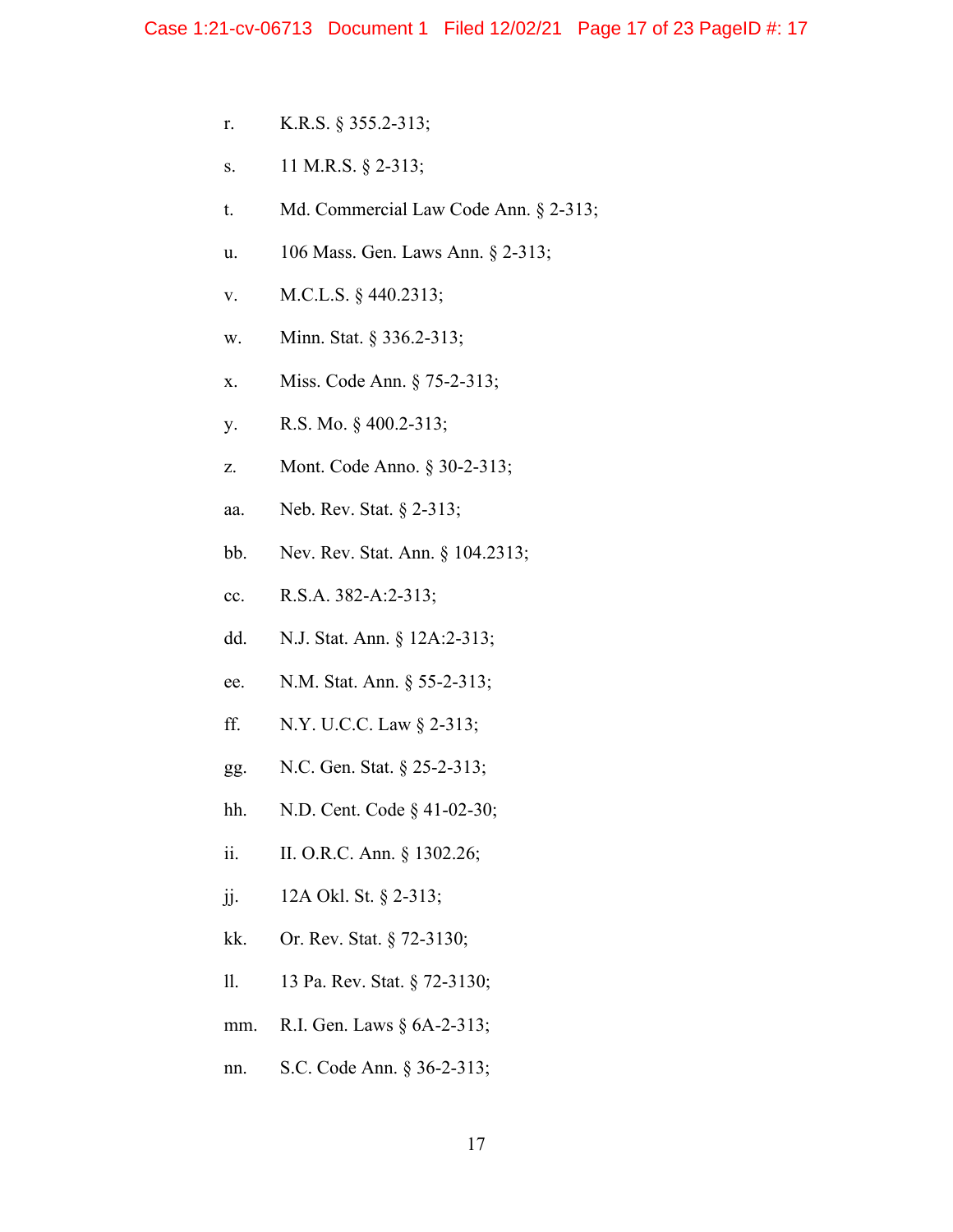r. K.R.S. § 355.2-313;

s. 11 M.R.S. § 2-313;

t. Md. Commercial Law Code Ann. § 2-313;

u. 106 Mass. Gen. Laws Ann. § 2-313;

v. M.C.L.S. § 440.2313;

w. Minn. Stat. § 336.2-313;

x. Miss. Code Ann. § 75-2-313;

y. R.S. Mo. § 400.2-313;

z. Mont. Code Anno. § 30-2-313;

aa. Neb. Rev. Stat. § 2-313;

bb. Nev. Rev. Stat. Ann. § 104.2313;

cc. R.S.A. 382-A:2-313;

dd. N.J. Stat. Ann. § 12A:2-313;

ee. N.M. Stat. Ann. § 55-2-313;

ff. N.Y. U.C.C. Law § 2-313;

gg. N.C. Gen. Stat. § 25-2-313;

hh. N.D. Cent. Code § 41-02-30;

ii. II. O.R.C. Ann. § 1302.26;

jj. 12A Okl. St. § 2-313;

kk. Or. Rev. Stat. § 72-3130;

ll. 13 Pa. Rev. Stat. § 72-3130;

mm. R.I. Gen. Laws § 6A-2-313;

nn. S.C. Code Ann. § 36-2-313;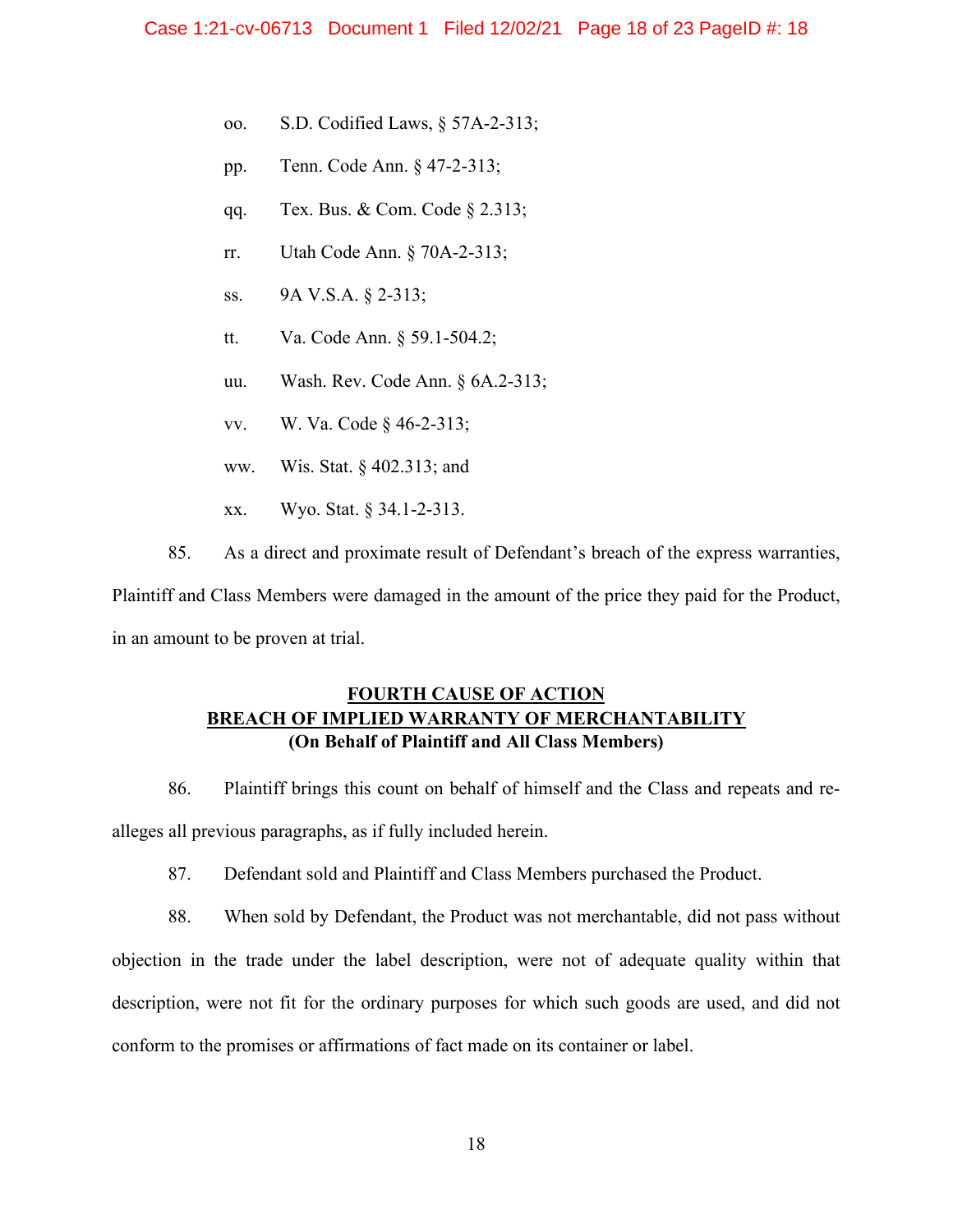oo. S.D. Codified Laws, § 57A-2-313;

pp. Tenn. Code Ann. § 47-2-313;

qq. Tex. Bus. & Com. Code § 2.313;

rr. Utah Code Ann. § 70A-2-313;

ss. 9A V.S.A. § 2-313;

tt. Va. Code Ann. § 59.1-504.2;

uu. Wash. Rev. Code Ann. § 6A.2-313;

vv. W. Va. Code § 46-2-313;

ww. Wis. Stat. § 402.313; and

xx. Wyo. Stat. § 34.1-2-313.

85. As a direct and proximate result of Defendant's breach of the express warranties, Plaintiff and Class Members were damaged in the amount of the price they paid for the Product, in an amount to be proven at trial.

**FOURTH CAUSE OF ACTION**
**BREACH OF IMPLIED WARRANTY OF MERCHANTABILITY**
**(On Behalf of Plaintiff and All Class Members)**

86. Plaintiff brings this count on behalf of himself and the Class and repeats and re-alleges all previous paragraphs, as if fully included herein.

87. Defendant sold and Plaintiff and Class Members purchased the Product.

88. When sold by Defendant, the Product was not merchantable, did not pass without objection in the trade under the label description, were not of adequate quality within that description, were not fit for the ordinary purposes for which such goods are used, and did not conform to the promises or affirmations of fact made on its container or label.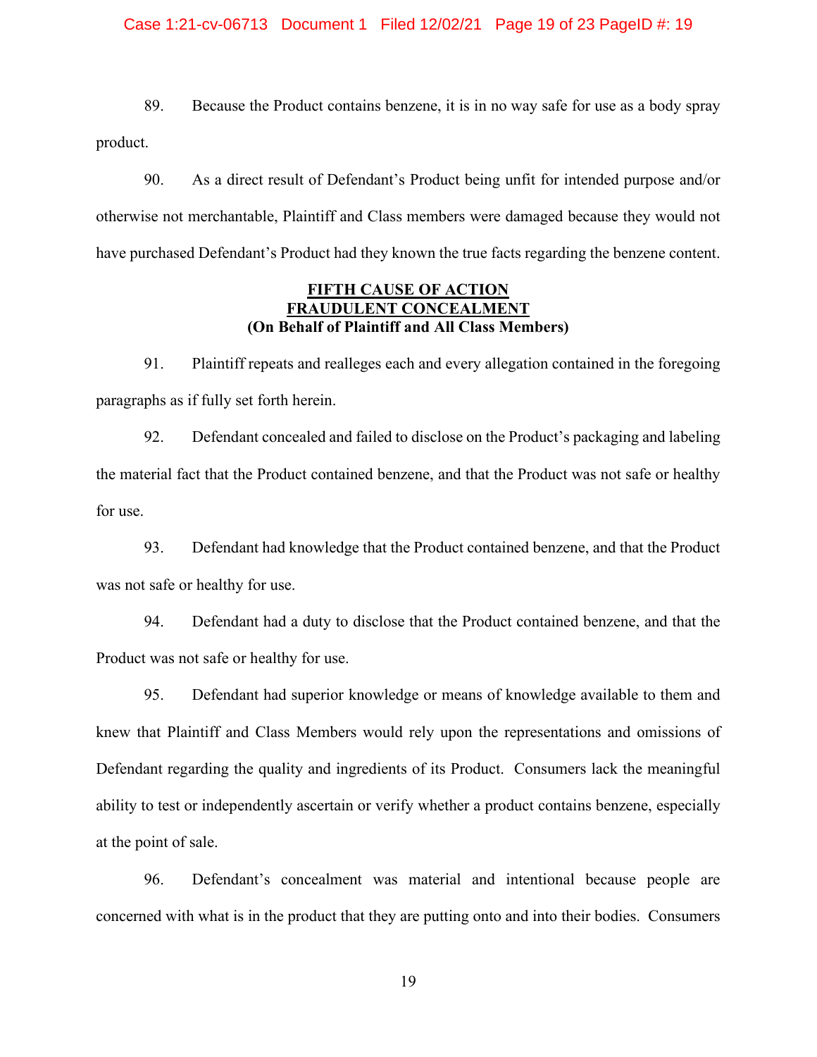89. Because the Product contains benzene, it is in no way safe for use as a body spray product.

90. As a direct result of Defendant's Product being unfit for intended purpose and/or otherwise not merchantable, Plaintiff and Class members were damaged because they would not have purchased Defendant's Product had they known the true facts regarding the benzene content.

**FIFTH CAUSE OF ACTION**
**FRAUDULENT CONCEALMENT**
**(On Behalf of Plaintiff and All Class Members)**

91. Plaintiff repeats and realleges each and every allegation contained in the foregoing paragraphs as if fully set forth herein.

92. Defendant concealed and failed to disclose on the Product's packaging and labeling the material fact that the Product contained benzene, and that the Product was not safe or healthy for use.

93. Defendant had knowledge that the Product contained benzene, and that the Product was not safe or healthy for use.

94. Defendant had a duty to disclose that the Product contained benzene, and that the Product was not safe or healthy for use.

95. Defendant had superior knowledge or means of knowledge available to them and knew that Plaintiff and Class Members would rely upon the representations and omissions of Defendant regarding the quality and ingredients of its Product. Consumers lack the meaningful ability to test or independently ascertain or verify whether a product contains benzene, especially at the point of sale.

96. Defendant's concealment was material and intentional because people are concerned with what is in the product that they are putting onto and into their bodies. Consumers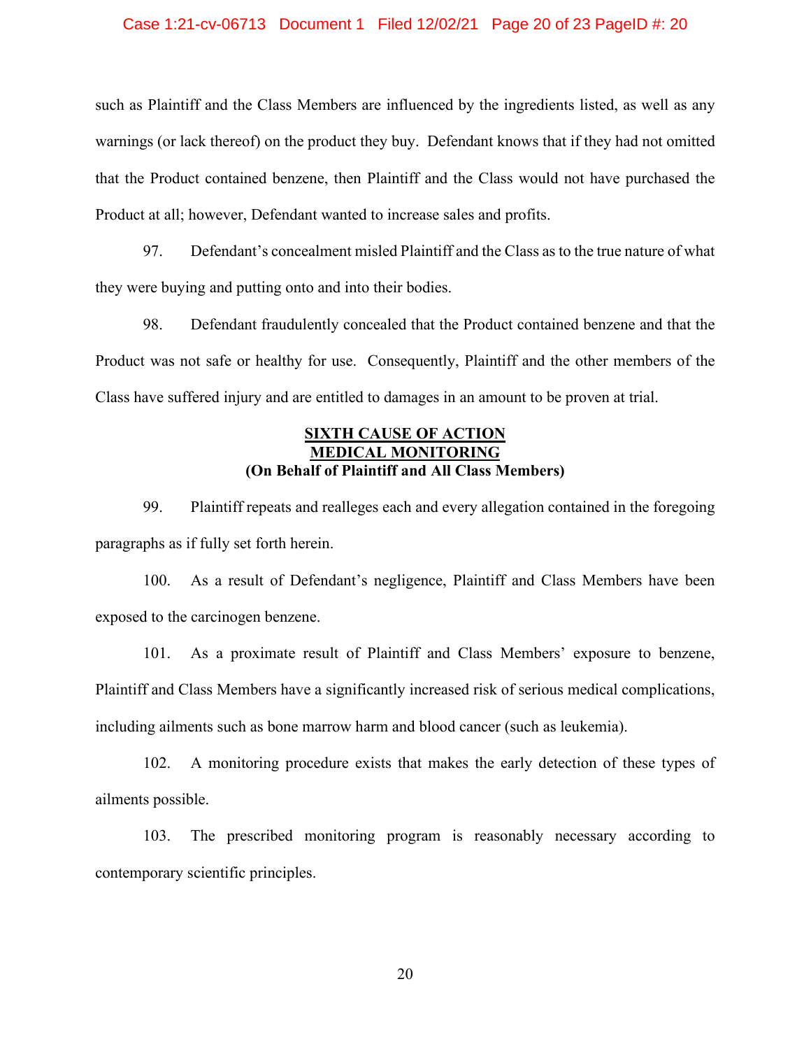such as Plaintiff and the Class Members are influenced by the ingredients listed, as well as any warnings (or lack thereof) on the product they buy. Defendant knows that if they had not omitted that the Product contained benzene, then Plaintiff and the Class would not have purchased the Product at all; however, Defendant wanted to increase sales and profits.

97. Defendant's concealment misled Plaintiff and the Class as to the true nature of what they were buying and putting onto and into their bodies.

98. Defendant fraudulently concealed that the Product contained benzene and that the Product was not safe or healthy for use. Consequently, Plaintiff and the other members of the Class have suffered injury and are entitled to damages in an amount to be proven at trial.

**SIXTH CAUSE OF ACTION**
**MEDICAL MONITORING**
**(On Behalf of Plaintiff and All Class Members)**

99. Plaintiff repeats and realleges each and every allegation contained in the foregoing paragraphs as if fully set forth herein.

100. As a result of Defendant's negligence, Plaintiff and Class Members have been exposed to the carcinogen benzene.

101. As a proximate result of Plaintiff and Class Members' exposure to benzene, Plaintiff and Class Members have a significantly increased risk of serious medical complications, including ailments such as bone marrow harm and blood cancer (such as leukemia).

102. A monitoring procedure exists that makes the early detection of these types of ailments possible.

103. The prescribed monitoring program is reasonably necessary according to contemporary scientific principles.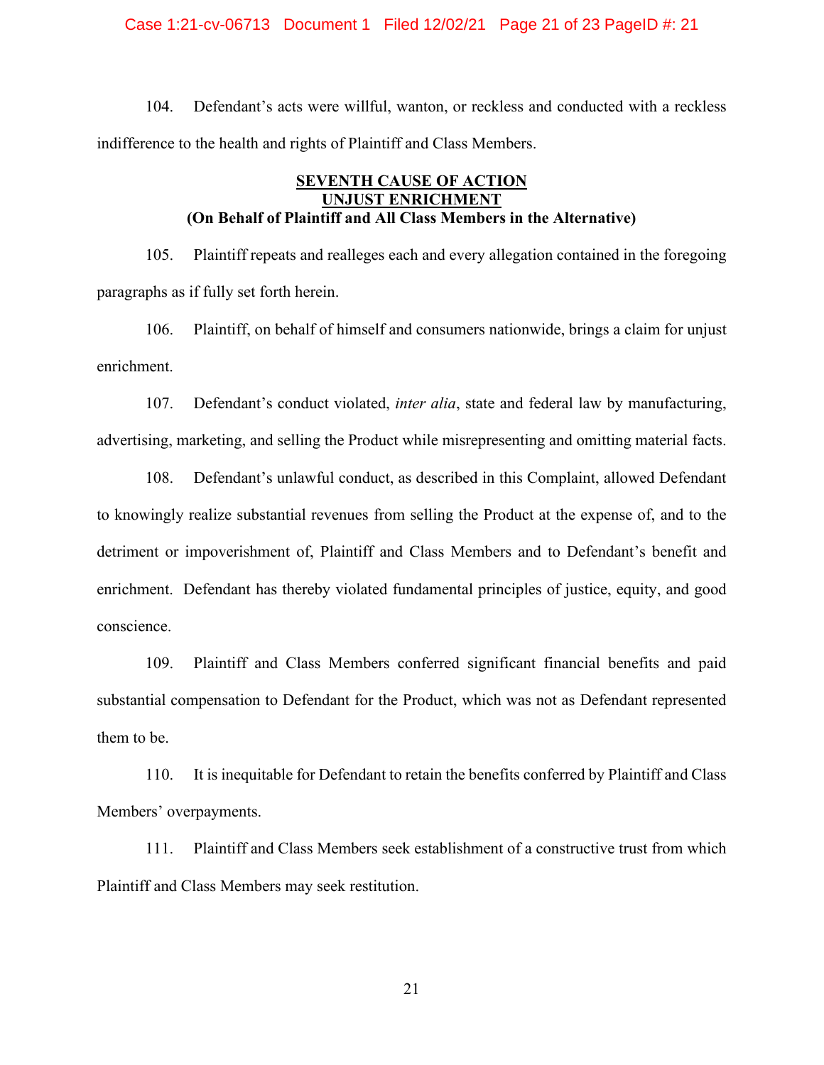104. Defendant's acts were willful, wanton, or reckless and conducted with a reckless indifference to the health and rights of Plaintiff and Class Members.

**SEVENTH CAUSE OF ACTION**
**UNJUST ENRICHMENT**
**(On Behalf of Plaintiff and All Class Members in the Alternative)**

105. Plaintiff repeats and realleges each and every allegation contained in the foregoing paragraphs as if fully set forth herein.

106. Plaintiff, on behalf of himself and consumers nationwide, brings a claim for unjust enrichment.

107. Defendant's conduct violated, *inter alia*, state and federal law by manufacturing, advertising, marketing, and selling the Product while misrepresenting and omitting material facts.

108. Defendant's unlawful conduct, as described in this Complaint, allowed Defendant to knowingly realize substantial revenues from selling the Product at the expense of, and to the detriment or impoverishment of, Plaintiff and Class Members and to Defendant's benefit and enrichment. Defendant has thereby violated fundamental principles of justice, equity, and good conscience.

109. Plaintiff and Class Members conferred significant financial benefits and paid substantial compensation to Defendant for the Product, which was not as Defendant represented them to be.

110. It is inequitable for Defendant to retain the benefits conferred by Plaintiff and Class Members' overpayments.

111. Plaintiff and Class Members seek establishment of a constructive trust from which Plaintiff and Class Members may seek restitution.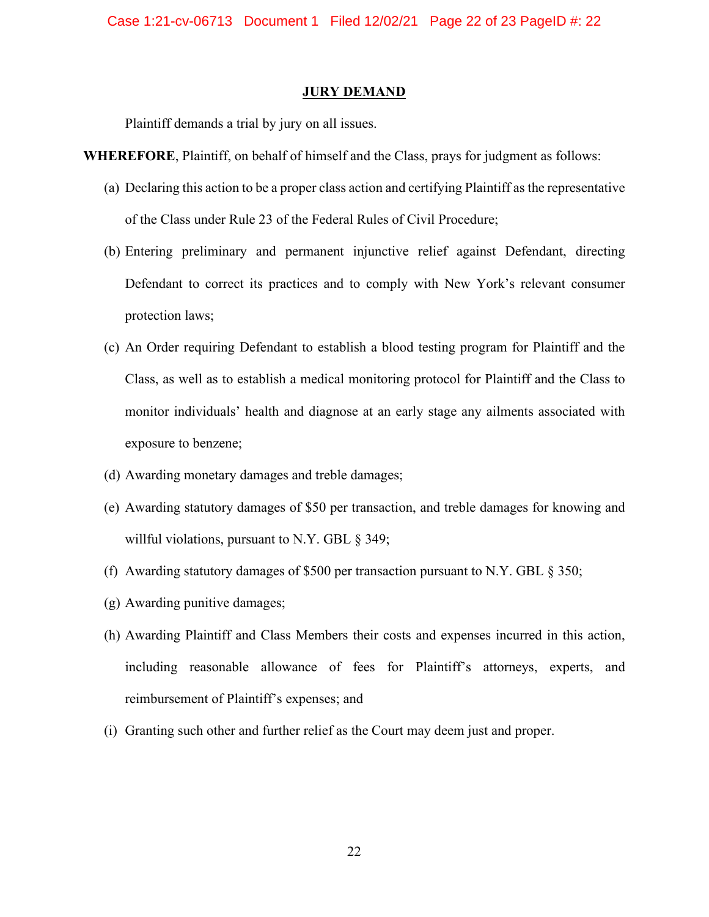## JURY DEMAND

Plaintiff demands a trial by jury on all issues.

**WHEREFORE**, Plaintiff, on behalf of himself and the Class, prays for judgment as follows:

(a) Declaring this action to be a proper class action and certifying Plaintiff as the representative of the Class under Rule 23 of the Federal Rules of Civil Procedure;

(b) Entering preliminary and permanent injunctive relief against Defendant, directing Defendant to correct its practices and to comply with New York's relevant consumer protection laws;

(c) An Order requiring Defendant to establish a blood testing program for Plaintiff and the Class, as well as to establish a medical monitoring protocol for Plaintiff and the Class to monitor individuals' health and diagnose at an early stage any ailments associated with exposure to benzene;

(d) Awarding monetary damages and treble damages;

(e) Awarding statutory damages of $50 per transaction, and treble damages for knowing and willful violations, pursuant to N.Y. GBL § 349;

(f) Awarding statutory damages of $500 per transaction pursuant to N.Y. GBL § 350;

(g) Awarding punitive damages;

(h) Awarding Plaintiff and Class Members their costs and expenses incurred in this action, including reasonable allowance of fees for Plaintiff's attorneys, experts, and reimbursement of Plaintiff's expenses; and

(i) Granting such other and further relief as the Court may deem just and proper.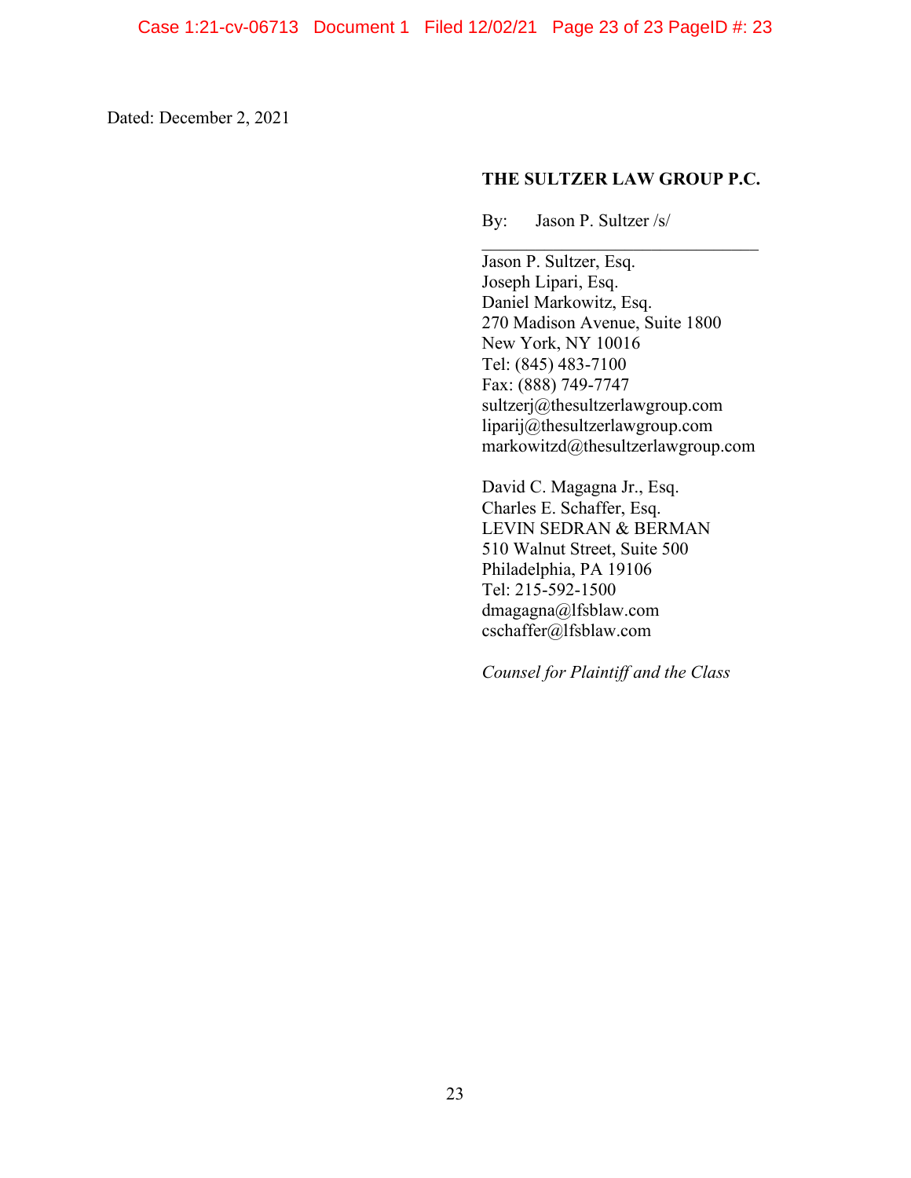Dated: December 2, 2021

**THE SULTZER LAW GROUP P.C.**

By: Jason P. Sultzer /s/

\_\_\_\_\_\_\_\_\_\_\_\_\_\_\_\_\_\_\_\_\_\_\_\_\_\_\_\_\_\_\_

Jason P. Sultzer, Esq.
Joseph Lipari, Esq.
Daniel Markowitz, Esq.
270 Madison Avenue, Suite 1800
New York, NY 10016
Tel: (845) 483-7100
Fax: (888) 749-7747
sultzerj@thesultzerlawgroup.com
liparij@thesultzerlawgroup.com
markowitzd@thesultzerlawgroup.com

David C. Magagna Jr., Esq.
Charles E. Schaffer, Esq.
LEVIN SEDRAN & BERMAN
510 Walnut Street, Suite 500
Philadelphia, PA 19106
Tel: 215-592-1500
dmagagna@lfsblaw.com
cschaffer@lfsblaw.com

*Counsel for Plaintiff and the Class*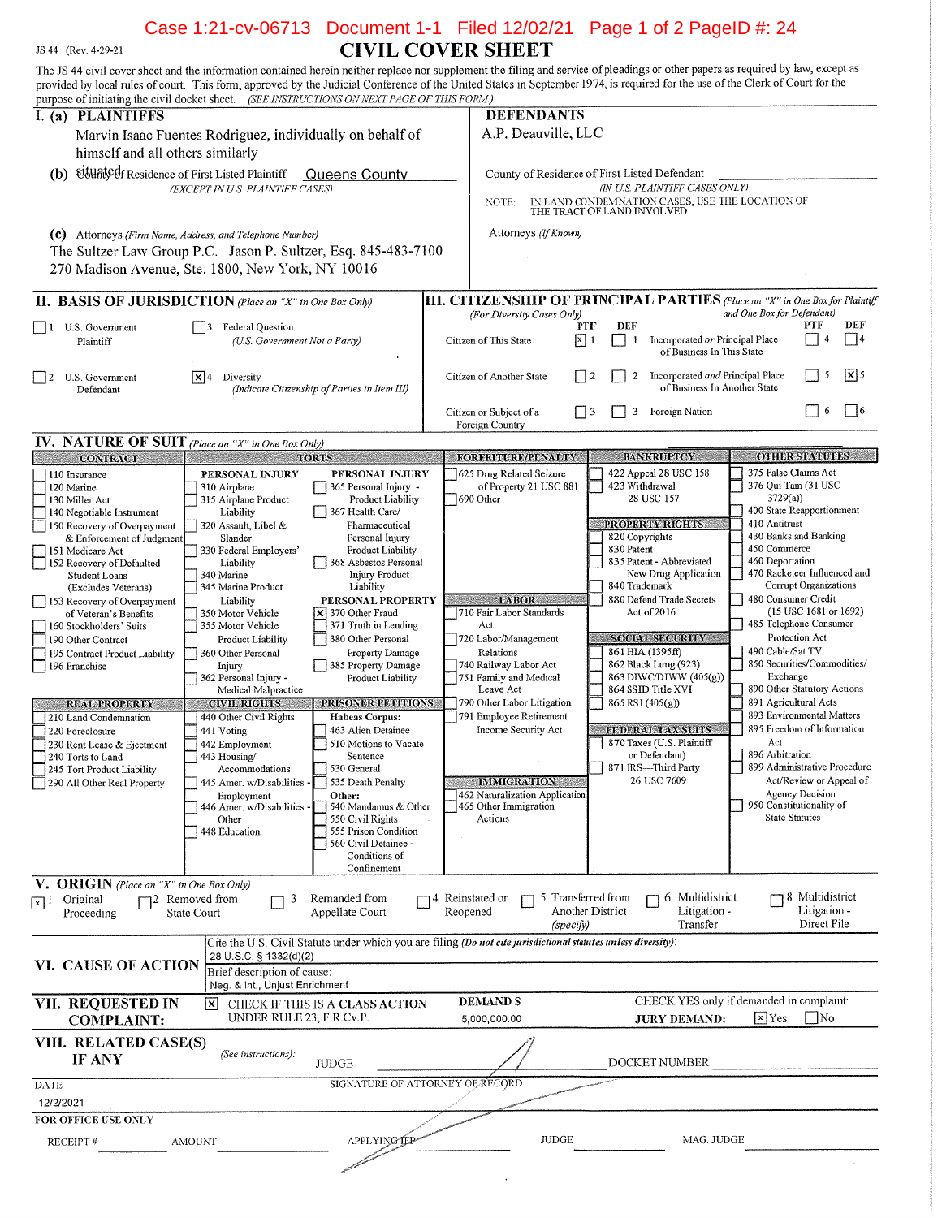JS 44 (Rev. 4-29-21)

# CIVIL COVER SHEET

The JS 44 civil cover sheet and the information contained herein neither replace nor supplement the filing and service of pleadings or other papers as required by law, except as provided by local rules of court. This form, approved by the Judicial Conference of the United States in September 1974, is required for the use of the Clerk of Court for the purpose of initiating the civil docket sheet. *(SEE INSTRUCTIONS ON NEXT PAGE OF THIS FORM.)*

## I. (a) PLAINTIFFS

Marvin Isaac Fuentes Rodriguez, individually on behalf of himself and all others similarly situated

**(b)** County of Residence of First Listed Plaintiff: Queens County
*(EXCEPT IN U.S. PLAINTIFF CASES)*

**(c)** Attorneys *(Firm Name, Address, and Telephone Number)*
The Sultzer Law Group P.C. Jason P. Sultzer, Esq. 845-483-7100
270 Madison Avenue, Ste. 1800, New York, NY 10016

## DEFENDANTS

A.P. Deauville, LLC

County of Residence of First Listed Defendant
*(IN U.S. PLAINTIFF CASES ONLY)*
NOTE: IN LAND CONDEMNATION CASES, USE THE LOCATION OF THE TRACT OF LAND INVOLVED.

Attorneys *(If Known)*

## II. BASIS OF JURISDICTION *(Place an "X" in One Box Only)*

- [ ] 1 U.S. Government Plaintiff
- [ ] 3 Federal Question (U.S. Government Not a Party)
- [ ] 2 U.S. Government Defendant
- [x] 4 Diversity (Indicate Citizenship of Parties in Item III)

## III. CITIZENSHIP OF PRINCIPAL PARTIES *(Place an "X" in One Box for Plaintiff and One Box for Defendant)* (For Diversity Cases Only)

| | PTF | DEF | | PTF | DEF |
|---|---|---|---|---|---|
| Citizen of This State | [x] 1 | [ ] 1 | Incorporated *or* Principal Place of Business In This State | [ ] 4 | [ ] 4 |
| Citizen of Another State | [ ] 2 | [ ] 2 | Incorporated *and* Principal Place of Business In Another State | [ ] 5 | [x] 5 |
| Citizen or Subject of a Foreign Country | [ ] 3 | [ ] 3 | Foreign Nation | [ ] 6 | [ ] 6 |

## IV. NATURE OF SUIT *(Place an "X" in One Box Only)*

**CONTRACT**
- [ ] 110 Insurance
- [ ] 120 Marine
- [ ] 130 Miller Act
- [ ] 140 Negotiable Instrument
- [ ] 150 Recovery of Overpayment & Enforcement of Judgment
- [ ] 151 Medicare Act
- [ ] 152 Recovery of Defaulted Student Loans (Excludes Veterans)
- [ ] 153 Recovery of Overpayment of Veteran's Benefits
- [ ] 160 Stockholders' Suits
- [ ] 190 Other Contract
- [ ] 195 Contract Product Liability
- [ ] 196 Franchise

**REAL PROPERTY**
- [ ] 210 Land Condemnation
- [ ] 220 Foreclosure
- [ ] 230 Rent Lease & Ejectment
- [ ] 240 Torts to Land
- [ ] 245 Tort Product Liability
- [ ] 290 All Other Real Property

**TORTS**

PERSONAL INJURY
- [ ] 310 Airplane
- [ ] 315 Airplane Product Liability
- [ ] 320 Assault, Libel & Slander
- [ ] 330 Federal Employers' Liability
- [ ] 340 Marine
- [ ] 345 Marine Product Liability
- [ ] 350 Motor Vehicle
- [ ] 355 Motor Vehicle Product Liability
- [ ] 360 Other Personal Injury
- [ ] 362 Personal Injury - Medical Malpractice

PERSONAL INJURY
- [ ] 365 Personal Injury - Product Liability
- [ ] 367 Health Care/ Pharmaceutical Personal Injury Product Liability
- [ ] 368 Asbestos Personal Injury Product Liability

PERSONAL PROPERTY
- [x] 370 Other Fraud
- [ ] 371 Truth in Lending
- [ ] 380 Other Personal Property Damage
- [ ] 385 Property Damage Product Liability

**CIVIL RIGHTS**
- [ ] 440 Other Civil Rights
- [ ] 441 Voting
- [ ] 442 Employment
- [ ] 443 Housing/ Accommodations
- [ ] 445 Amer. w/Disabilities - Employment
- [ ] 446 Amer. w/Disabilities - Other
- [ ] 448 Education

**PRISONER PETITIONS**

Habeas Corpus:
- [ ] 463 Alien Detainee
- [ ] 510 Motions to Vacate Sentence
- [ ] 530 General
- [ ] 535 Death Penalty

Other:
- [ ] 540 Mandamus & Other
- [ ] 550 Civil Rights
- [ ] 555 Prison Condition
- [ ] 560 Civil Detainee - Conditions of Confinement

**FORFEITURE/PENALTY**
- [ ] 625 Drug Related Seizure of Property 21 USC 881
- [ ] 690 Other

**LABOR**
- [ ] 710 Fair Labor Standards Act
- [ ] 720 Labor/Management Relations
- [ ] 740 Railway Labor Act
- [ ] 751 Family and Medical Leave Act
- [ ] 790 Other Labor Litigation
- [ ] 791 Employee Retirement Income Security Act

**IMMIGRATION**
- [ ] 462 Naturalization Application
- [ ] 465 Other Immigration Actions

**BANKRUPTCY**
- [ ] 422 Appeal 28 USC 158
- [ ] 423 Withdrawal 28 USC 157

**PROPERTY RIGHTS**
- [ ] 820 Copyrights
- [ ] 830 Patent
- [ ] 835 Patent - Abbreviated New Drug Application
- [ ] 840 Trademark
- [ ] 880 Defend Trade Secrets Act of 2016

**SOCIAL SECURITY**
- [ ] 861 HIA (1395ff)
- [ ] 862 Black Lung (923)
- [ ] 863 DIWC/DIWW (405(g))
- [ ] 864 SSID Title XVI
- [ ] 865 RSI (405(g))

**FEDERAL TAX SUITS**
- [ ] 870 Taxes (U.S. Plaintiff or Defendant)
- [ ] 871 IRS—Third Party 26 USC 7609

**OTHER STATUTES**
- [ ] 375 False Claims Act
- [ ] 376 Qui Tam (31 USC 3729(a))
- [ ] 400 State Reapportionment
- [ ] 410 Antitrust
- [ ] 430 Banks and Banking
- [ ] 450 Commerce
- [ ] 460 Deportation
- [ ] 470 Racketeer Influenced and Corrupt Organizations
- [ ] 480 Consumer Credit (15 USC 1681 or 1692)
- [ ] 485 Telephone Consumer Protection Act
- [ ] 490 Cable/Sat TV
- [ ] 850 Securities/Commodities/ Exchange
- [ ] 890 Other Statutory Actions
- [ ] 891 Agricultural Acts
- [ ] 893 Environmental Matters
- [ ] 895 Freedom of Information Act
- [ ] 896 Arbitration
- [ ] 899 Administrative Procedure Act/Review or Appeal of Agency Decision
- [ ] 950 Constitutionality of State Statutes

## V. ORIGIN *(Place an "X" in One Box Only)*

- [x] 1 Original Proceeding
- [ ] 2 Removed from State Court
- [ ] 3 Remanded from Appellate Court
- [ ] 4 Reinstated or Reopened
- [ ] 5 Transferred from Another District *(specify)*
- [ ] 6 Multidistrict Litigation - Transfer
- [ ] 8 Multidistrict Litigation - Direct File

## VI. CAUSE OF ACTION

Cite the U.S. Civil Statute under which you are filing *(Do not cite jurisdictional statutes unless diversity)*:
28 U.S.C. § 1332(d)(2)

Brief description of cause:
Neg. & Int., Unjust Enrichment

## VII. REQUESTED IN COMPLAINT:

- [x] CHECK IF THIS IS A CLASS ACTION UNDER RULE 23, F.R.Cv.P.

DEMAND $ 5,000,000.00

CHECK YES only if demanded in complaint:
JURY DEMAND: [x] Yes [ ] No

## VIII. RELATED CASE(S) IF ANY

*(See instructions)*: JUDGE ______ DOCKET NUMBER ______

DATE: 12/2/2021

SIGNATURE OF ATTORNEY OF RECORD

**FOR OFFICE USE ONLY**

RECEIPT # ______ AMOUNT ______ APPLYING IFP ______ JUDGE ______ MAG. JUDGE ______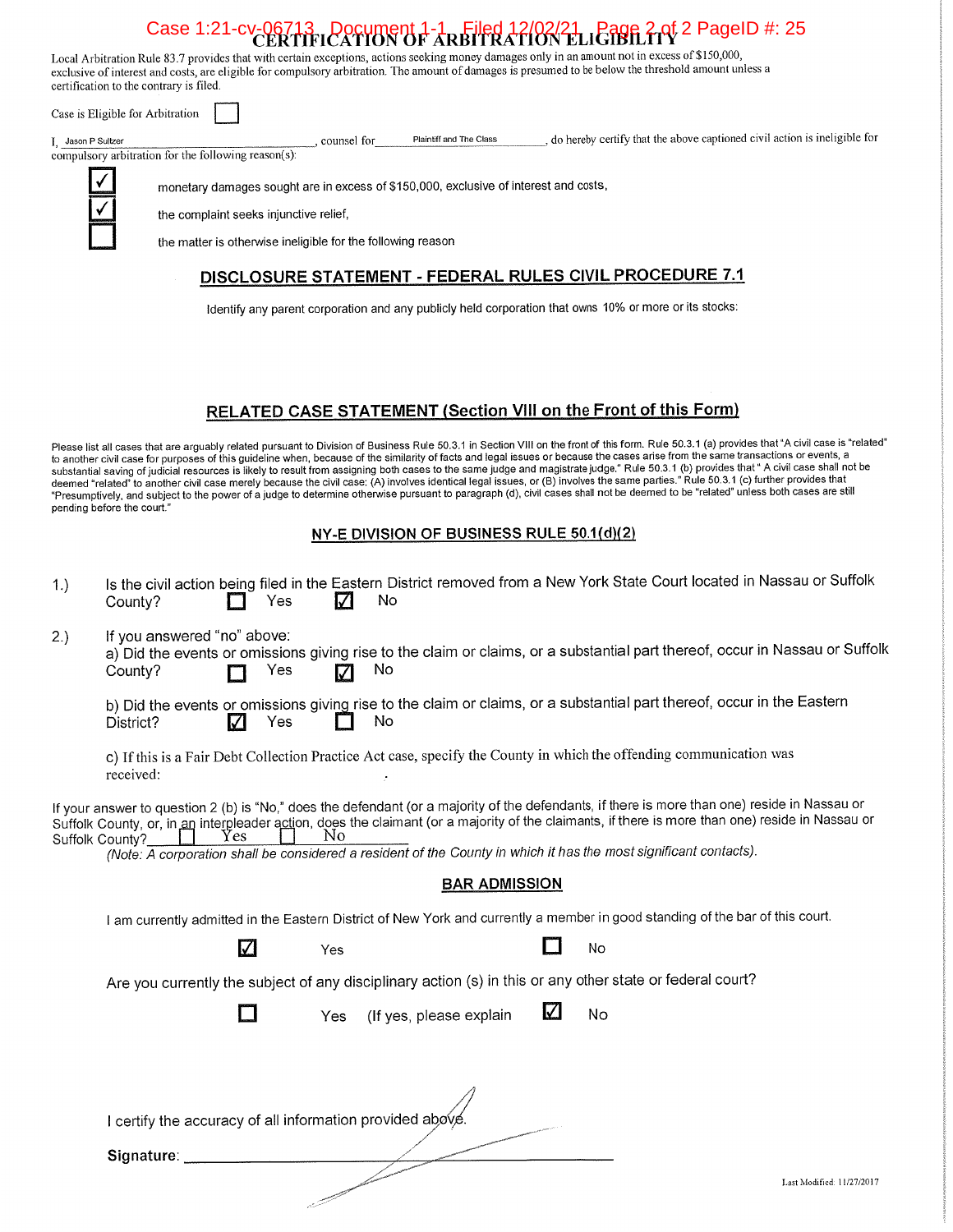# CERTIFICATION OF ARBITRATION ELIGIBILITY

Local Arbitration Rule 83.7 provides that with certain exceptions, actions seeking money damages only in an amount not in excess of $150,000, exclusive of interest and costs, are eligible for compulsory arbitration. The amount of damages is presumed to be below the threshold amount unless a certification to the contrary is filed.

Case is Eligible for Arbitration ☐

I, Jason P Sultzer, counsel for Plaintiff and The Class, do hereby certify that the above captioned civil action is ineligible for compulsory arbitration for the following reason(s):

☑ monetary damages sought are in excess of $150,000, exclusive of interest and costs,

☑ the complaint seeks injunctive relief,

☐ the matter is otherwise ineligible for the following reason

## DISCLOSURE STATEMENT - FEDERAL RULES CIVIL PROCEDURE 7.1

Identify any parent corporation and any publicly held corporation that owns 10% or more or its stocks:

## RELATED CASE STATEMENT (Section VIII on the Front of this Form)

Please list all cases that are arguably related pursuant to Division of Business Rule 50.3.1 in Section VIII on the front of this form. Rule 50.3.1 (a) provides that "A civil case is "related" to another civil case for purposes of this guideline when, because of the similarity of facts and legal issues or because the cases arise from the same transactions or events, a substantial saving of judicial resources is likely to result from assigning both cases to the same judge and magistrate judge." Rule 50.3.1 (b) provides that " A civil case shall not be deemed "related" to another civil case merely because the civil case: (A) involves identical legal issues, or (B) involves the same parties." Rule 50.3.1 (c) further provides that "Presumptively, and subject to the power of a judge to determine otherwise pursuant to paragraph (d), civil cases shall not be deemed to be "related" unless both cases are still pending before the court."

## NY-E DIVISION OF BUSINESS RULE 50.1(d)(2)

1.) Is the civil action being filed in the Eastern District removed from a New York State Court located in Nassau or Suffolk County? ☐ Yes ☑ No

2.) If you answered "no" above:
a) Did the events or omissions giving rise to the claim or claims, or a substantial part thereof, occur in Nassau or Suffolk County? ☐ Yes ☑ No

b) Did the events or omissions giving rise to the claim or claims, or a substantial part thereof, occur in the Eastern District? ☑ Yes ☐ No

c) If this is a Fair Debt Collection Practice Act case, specify the County in which the offending communication was received:

If your answer to question 2 (b) is "No," does the defendant (or a majority of the defendants, if there is more than one) reside in Nassau or Suffolk County, or, in an interpleader action, does the claimant (or a majority of the claimants, if there is more than one) reside in Nassau or Suffolk County? ☐ Yes ☐ No

*(Note: A corporation shall be considered a resident of the County in which it has the most significant contacts).*

## BAR ADMISSION

I am currently admitted in the Eastern District of New York and currently a member in good standing of the bar of this court.

☑ Yes ☐ No

Are you currently the subject of any disciplinary action (s) in this or any other state or federal court?

☐ Yes (If yes, please explain ☑ No

I certify the accuracy of all information provided above.

**Signature:** ______________________

Last Modified: 11/27/2017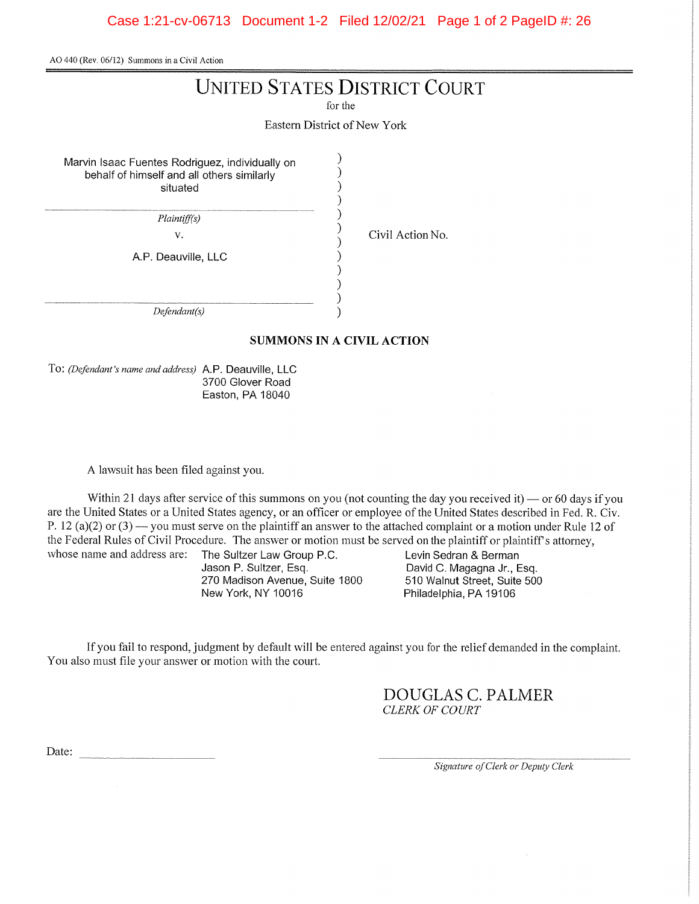AO 440 (Rev. 06/12) Summons in a Civil Action

# UNITED STATES DISTRICT COURT

for the

Eastern District of New York

Marvin Isaac Fuentes Rodriguez, individually on behalf of himself and all others similarly situated

*Plaintiff(s)*

v.

A.P. Deauville, LLC

*Defendant(s)*

Civil Action No.

## SUMMONS IN A CIVIL ACTION

To: *(Defendant's name and address)* A.P. Deauville, LLC
3700 Glover Road
Easton, PA 18040

A lawsuit has been filed against you.

Within 21 days after service of this summons on you (not counting the day you received it) — or 60 days if you are the United States or a United States agency, or an officer or employee of the United States described in Fed. R. Civ. P. 12 (a)(2) or (3) — you must serve on the plaintiff an answer to the attached complaint or a motion under Rule 12 of the Federal Rules of Civil Procedure. The answer or motion must be served on the plaintiff or plaintiff's attorney, whose name and address are:

The Sultzer Law Group P.C.
Jason P. Sultzer, Esq.
270 Madison Avenue, Suite 1800
New York, NY 10016

Levin Sedran & Berman
David C. Magagna Jr., Esq.
510 Walnut Street, Suite 500
Philadelphia, PA 19106

If you fail to respond, judgment by default will be entered against you for the relief demanded in the complaint. You also must file your answer or motion with the court.

DOUGLAS C. PALMER
*CLERK OF COURT*

Date: ____________________

____________________
*Signature of Clerk or Deputy Clerk*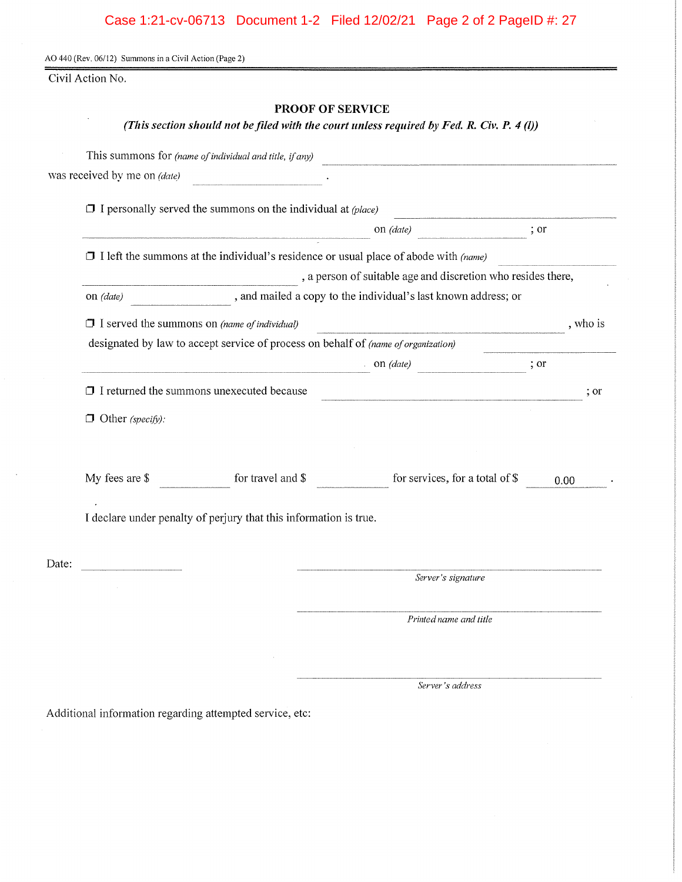AO 440 (Rev. 06/12) Summons in a Civil Action (Page 2)

Civil Action No.

## PROOF OF SERVICE

***(This section should not be filed with the court unless required by Fed. R. Civ. P. 4 (l))***

This summons for *(name of individual and title, if any)* ______________________________

was received by me on *(date)* ______________ .

❒ I personally served the summons on the individual at *(place)* ______________________________ on *(date)* ______________ ; or

❒ I left the summons at the individual's residence or usual place of abode with *(name)* ______________________________ , a person of suitable age and discretion who resides there, on *(date)* ______________ , and mailed a copy to the individual's last known address; or

❒ I served the summons on *(name of individual)* ______________________________ , who is designated by law to accept service of process on behalf of *(name of organization)* ______________________________ on *(date)* ______________ ; or

❒ I returned the summons unexecuted because ______________________________ ; or

❒ Other *(specify)*:

My fees are $ __________ for travel and $ __________ for services, for a total of $ 0.00 .

I declare under penalty of perjury that this information is true.

Date: ______________

______________________________
*Server's signature*

______________________________
*Printed name and title*

______________________________
*Server's address*

Additional information regarding attempted service, etc: